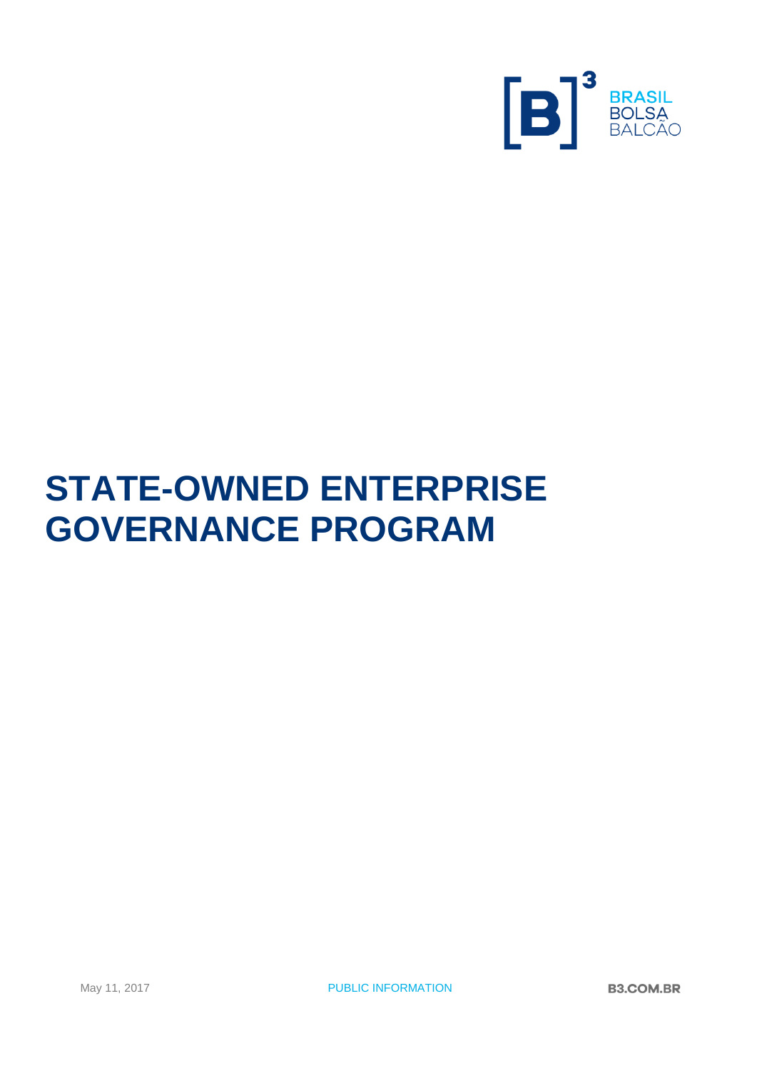# STATE-OWNED ENTERPRISE GOVERNANCE PROGRAM

May 11, 2017

PUBLIC INFORMATION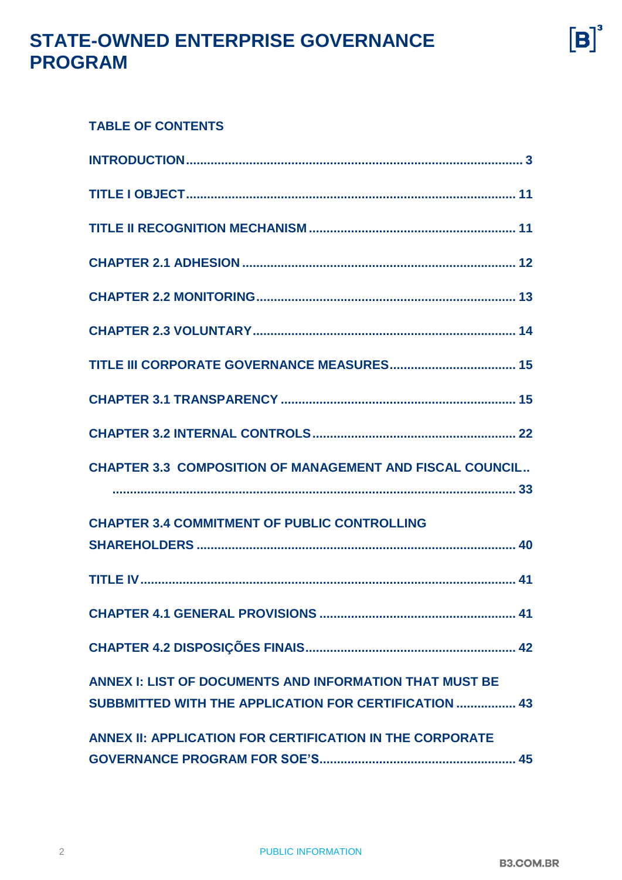**TABLE OF CONTENTS**

INTRODUCTION ........................................................................................... 3

TITLE I OBJECT ......................................................................................... 11

TITLE II RECOGNITION MECHANISM ........................................................ 11

CHAPTER 2.1 ADHESION ............................................................................ 12

CHAPTER 2.2 MONITORING ........................................................................ 13

CHAPTER 2.3 VOLUNTARY .......................................................................... 14

TITLE III CORPORATE GOVERNANCE MEASURES .................................... 15

CHAPTER 3.1 TRANSPARENCY ................................................................... 15

CHAPTER 3.2 INTERNAL CONTROLS ......................................................... 22

CHAPTER 3.3 COMPOSITION OF MANAGEMENT AND FISCAL COUNCIL.. .................................................................................................................. 33

CHAPTER 3.4 COMMITMENT OF PUBLIC CONTROLLING SHAREHOLDERS ......................................................................................... 40

TITLE IV ....................................................................................................... 41

CHAPTER 4.1 GENERAL PROVISIONS ....................................................... 41

CHAPTER 4.2 DISPOSIÇÕES FINAIS ........................................................... 42

ANNEX I: LIST OF DOCUMENTS AND INFORMATION THAT MUST BE SUBBMITTED WITH THE APPLICATION FOR CERTIFICATION ................. 43

ANNEX II: APPLICATION FOR CERTIFICATION IN THE CORPORATE GOVERNANCE PROGRAM FOR SOE'S ....................................................... 45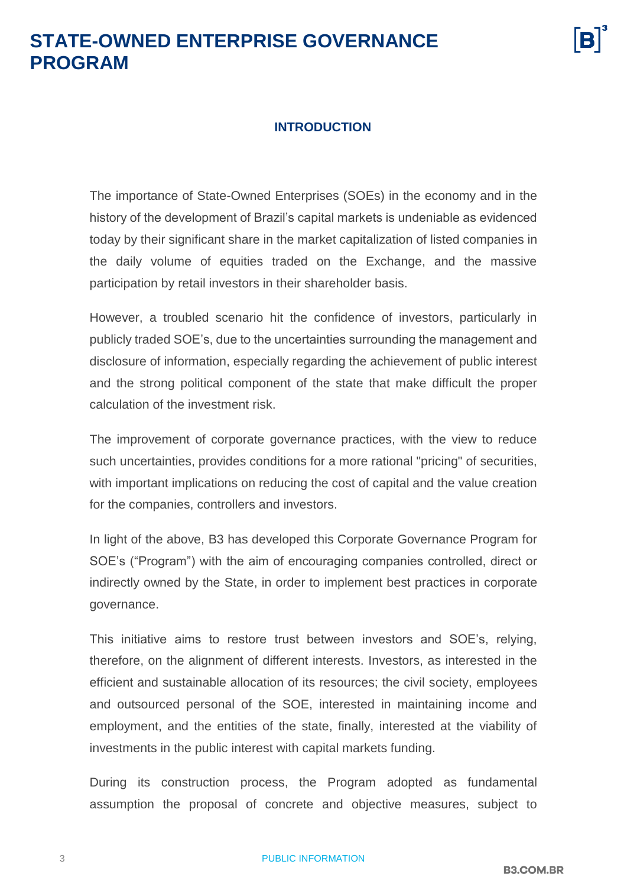## INTRODUCTION

The importance of State-Owned Enterprises (SOEs) in the economy and in the history of the development of Brazil's capital markets is undeniable as evidenced today by their significant share in the market capitalization of listed companies in the daily volume of equities traded on the Exchange, and the massive participation by retail investors in their shareholder basis.

However, a troubled scenario hit the confidence of investors, particularly in publicly traded SOE's, due to the uncertainties surrounding the management and disclosure of information, especially regarding the achievement of public interest and the strong political component of the state that make difficult the proper calculation of the investment risk.

The improvement of corporate governance practices, with the view to reduce such uncertainties, provides conditions for a more rational "pricing" of securities, with important implications on reducing the cost of capital and the value creation for the companies, controllers and investors.

In light of the above, B3 has developed this Corporate Governance Program for SOE's ("Program") with the aim of encouraging companies controlled, direct or indirectly owned by the State, in order to implement best practices in corporate governance.

This initiative aims to restore trust between investors and SOE's, relying, therefore, on the alignment of different interests. Investors, as interested in the efficient and sustainable allocation of its resources; the civil society, employees and outsourced personal of the SOE, interested in maintaining income and employment, and the entities of the state, finally, interested at the viability of investments in the public interest with capital markets funding.

During its construction process, the Program adopted as fundamental assumption the proposal of concrete and objective measures, subject to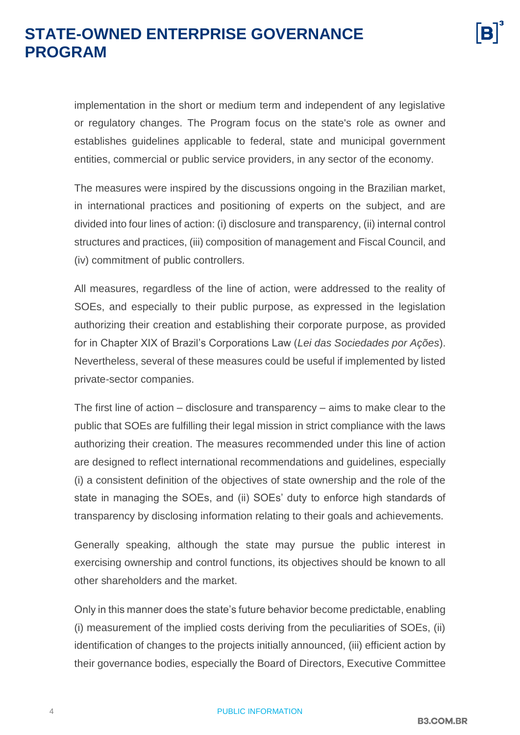implementation in the short or medium term and independent of any legislative or regulatory changes. The Program focus on the state's role as owner and establishes guidelines applicable to federal, state and municipal government entities, commercial or public service providers, in any sector of the economy.

The measures were inspired by the discussions ongoing in the Brazilian market, in international practices and positioning of experts on the subject, and are divided into four lines of action: (i) disclosure and transparency, (ii) internal control structures and practices, (iii) composition of management and Fiscal Council, and (iv) commitment of public controllers.

All measures, regardless of the line of action, were addressed to the reality of SOEs, and especially to their public purpose, as expressed in the legislation authorizing their creation and establishing their corporate purpose, as provided for in Chapter XIX of Brazil's Corporations Law (*Lei das Sociedades por Ações*). Nevertheless, several of these measures could be useful if implemented by listed private-sector companies.

The first line of action – disclosure and transparency – aims to make clear to the public that SOEs are fulfilling their legal mission in strict compliance with the laws authorizing their creation. The measures recommended under this line of action are designed to reflect international recommendations and guidelines, especially (i) a consistent definition of the objectives of state ownership and the role of the state in managing the SOEs, and (ii) SOEs' duty to enforce high standards of transparency by disclosing information relating to their goals and achievements.

Generally speaking, although the state may pursue the public interest in exercising ownership and control functions, its objectives should be known to all other shareholders and the market.

Only in this manner does the state's future behavior become predictable, enabling (i) measurement of the implied costs deriving from the peculiarities of SOEs, (ii) identification of changes to the projects initially announced, (iii) efficient action by their governance bodies, especially the Board of Directors, Executive Committee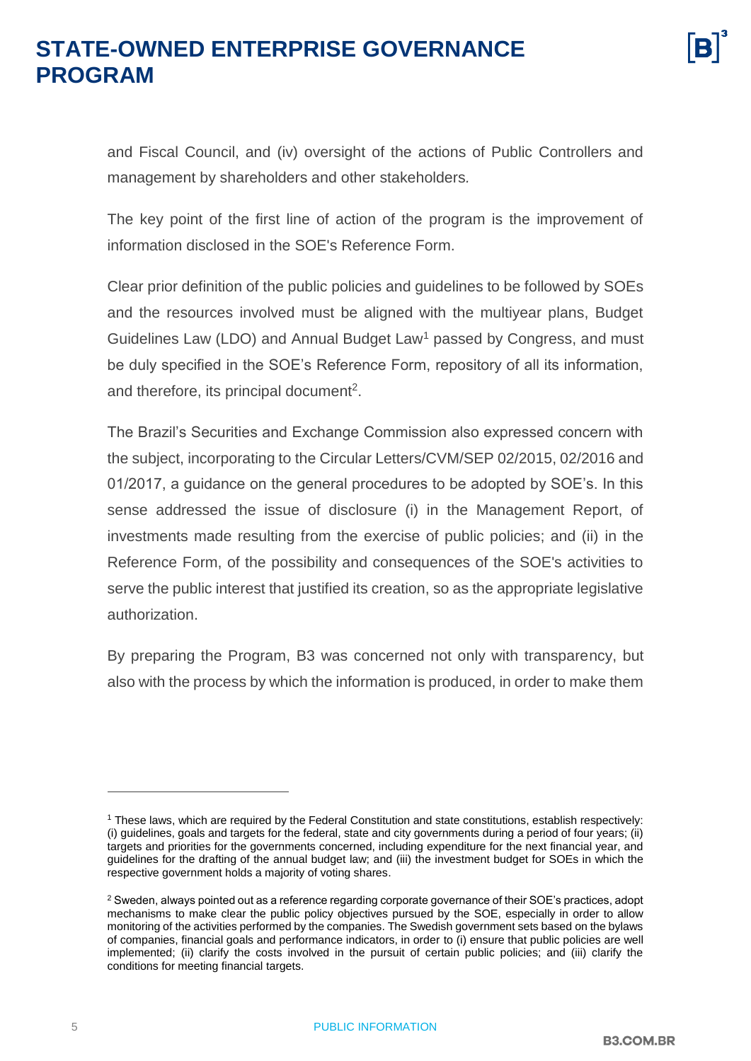and Fiscal Council, and (iv) oversight of the actions of Public Controllers and management by shareholders and other stakeholders.

The key point of the first line of action of the program is the improvement of information disclosed in the SOE's Reference Form.

Clear prior definition of the public policies and guidelines to be followed by SOEs and the resources involved must be aligned with the multiyear plans, Budget Guidelines Law (LDO) and Annual Budget Law[1] passed by Congress, and must be duly specified in the SOE's Reference Form, repository of all its information, and therefore, its principal document[2].

The Brazil's Securities and Exchange Commission also expressed concern with the subject, incorporating to the Circular Letters/CVM/SEP 02/2015, 02/2016 and 01/2017, a guidance on the general procedures to be adopted by SOE's. In this sense addressed the issue of disclosure (i) in the Management Report, of investments made resulting from the exercise of public policies; and (ii) in the Reference Form, of the possibility and consequences of the SOE's activities to serve the public interest that justified its creation, so as the appropriate legislative authorization.

By preparing the Program, B3 was concerned not only with transparency, but also with the process by which the information is produced, in order to make them

---

[1] These laws, which are required by the Federal Constitution and state constitutions, establish respectively: (i) guidelines, goals and targets for the federal, state and city governments during a period of four years; (ii) targets and priorities for the governments concerned, including expenditure for the next financial year, and guidelines for the drafting of the annual budget law; and (iii) the investment budget for SOEs in which the respective government holds a majority of voting shares.

[2] Sweden, always pointed out as a reference regarding corporate governance of their SOE's practices, adopt mechanisms to make clear the public policy objectives pursued by the SOE, especially in order to allow monitoring of the activities performed by the companies. The Swedish government sets based on the bylaws of companies, financial goals and performance indicators, in order to (i) ensure that public policies are well implemented; (ii) clarify the costs involved in the pursuit of certain public policies; and (iii) clarify the conditions for meeting financial targets.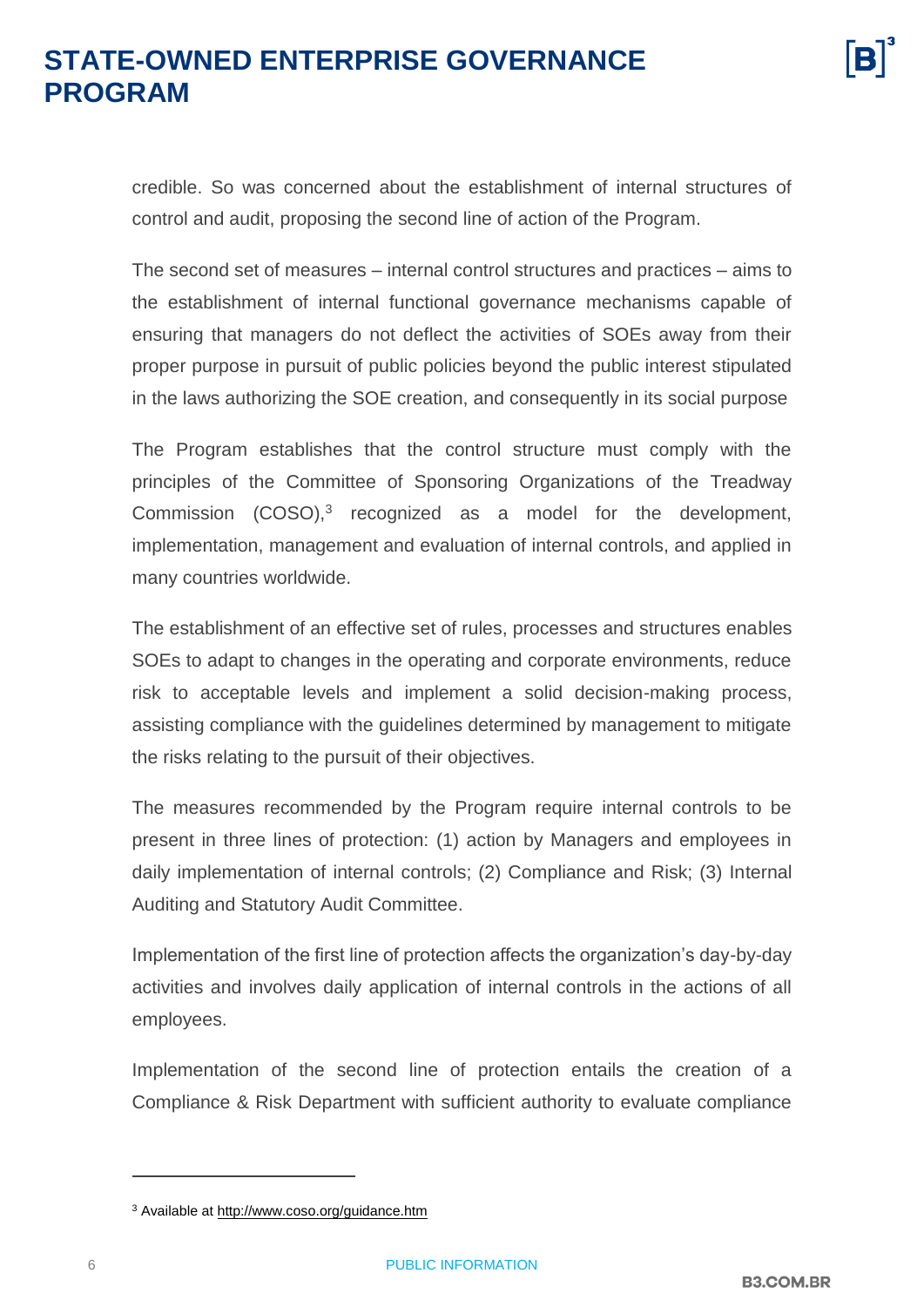credible. So was concerned about the establishment of internal structures of control and audit, proposing the second line of action of the Program.

The second set of measures – internal control structures and practices – aims to the establishment of internal functional governance mechanisms capable of ensuring that managers do not deflect the activities of SOEs away from their proper purpose in pursuit of public policies beyond the public interest stipulated in the laws authorizing the SOE creation, and consequently in its social purpose

The Program establishes that the control structure must comply with the principles of the Committee of Sponsoring Organizations of the Treadway Commission (COSO),[3] recognized as a model for the development, implementation, management and evaluation of internal controls, and applied in many countries worldwide.

The establishment of an effective set of rules, processes and structures enables SOEs to adapt to changes in the operating and corporate environments, reduce risk to acceptable levels and implement a solid decision-making process, assisting compliance with the guidelines determined by management to mitigate the risks relating to the pursuit of their objectives.

The measures recommended by the Program require internal controls to be present in three lines of protection: (1) action by Managers and employees in daily implementation of internal controls; (2) Compliance and Risk; (3) Internal Auditing and Statutory Audit Committee.

Implementation of the first line of protection affects the organization's day-by-day activities and involves daily application of internal controls in the actions of all employees.

Implementation of the second line of protection entails the creation of a Compliance & Risk Department with sufficient authority to evaluate compliance

---

[3] Available at http://www.coso.org/guidance.htm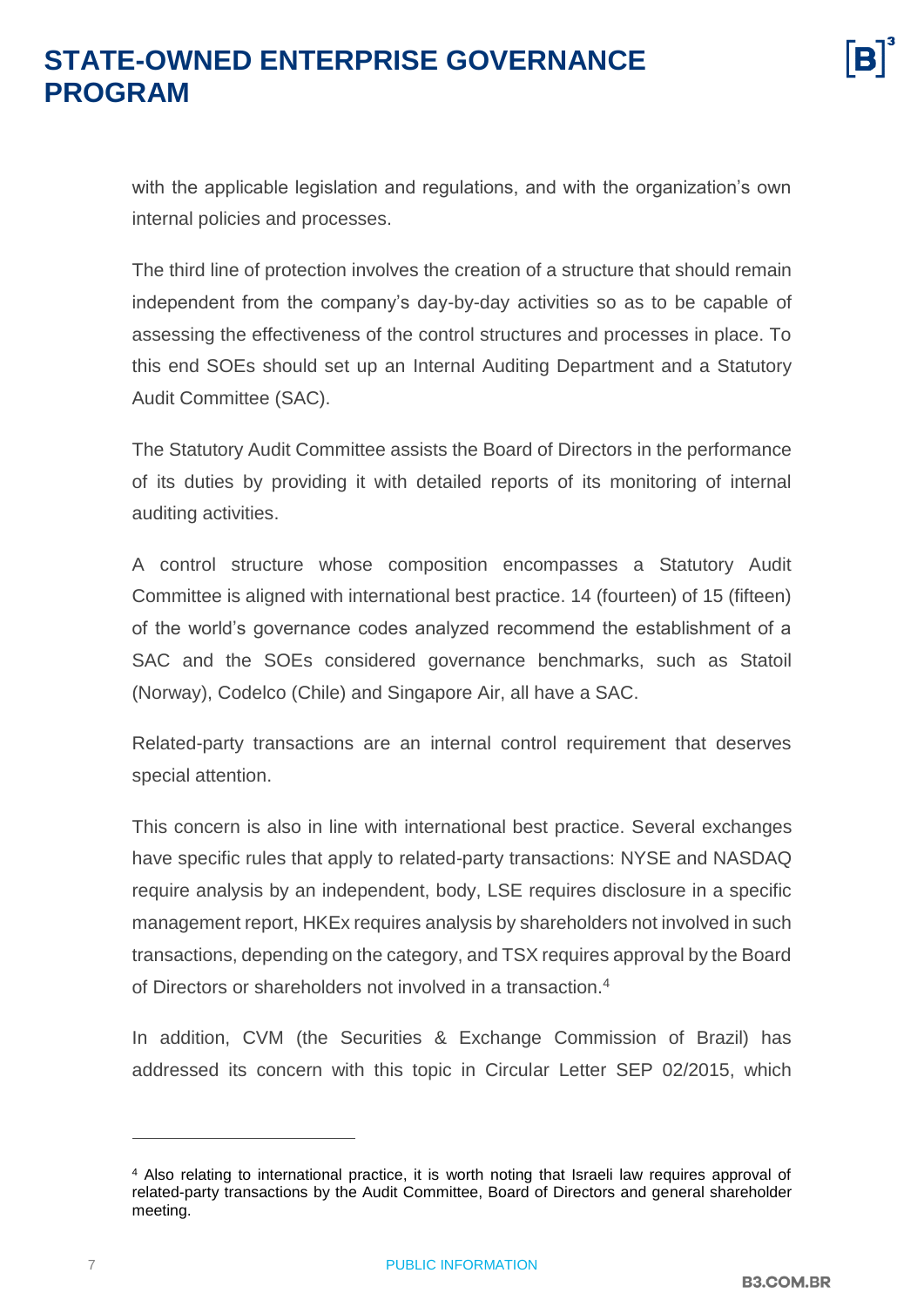with the applicable legislation and regulations, and with the organization's own internal policies and processes.

The third line of protection involves the creation of a structure that should remain independent from the company's day-by-day activities so as to be capable of assessing the effectiveness of the control structures and processes in place. To this end SOEs should set up an Internal Auditing Department and a Statutory Audit Committee (SAC).

The Statutory Audit Committee assists the Board of Directors in the performance of its duties by providing it with detailed reports of its monitoring of internal auditing activities.

A control structure whose composition encompasses a Statutory Audit Committee is aligned with international best practice. 14 (fourteen) of 15 (fifteen) of the world's governance codes analyzed recommend the establishment of a SAC and the SOEs considered governance benchmarks, such as Statoil (Norway), Codelco (Chile) and Singapore Air, all have a SAC.

Related-party transactions are an internal control requirement that deserves special attention.

This concern is also in line with international best practice. Several exchanges have specific rules that apply to related-party transactions: NYSE and NASDAQ require analysis by an independent, body, LSE requires disclosure in a specific management report, HKEx requires analysis by shareholders not involved in such transactions, depending on the category, and TSX requires approval by the Board of Directors or shareholders not involved in a transaction.[4]

In addition, CVM (the Securities & Exchange Commission of Brazil) has addressed its concern with this topic in Circular Letter SEP 02/2015, which

---

[4] Also relating to international practice, it is worth noting that Israeli law requires approval of related-party transactions by the Audit Committee, Board of Directors and general shareholder meeting.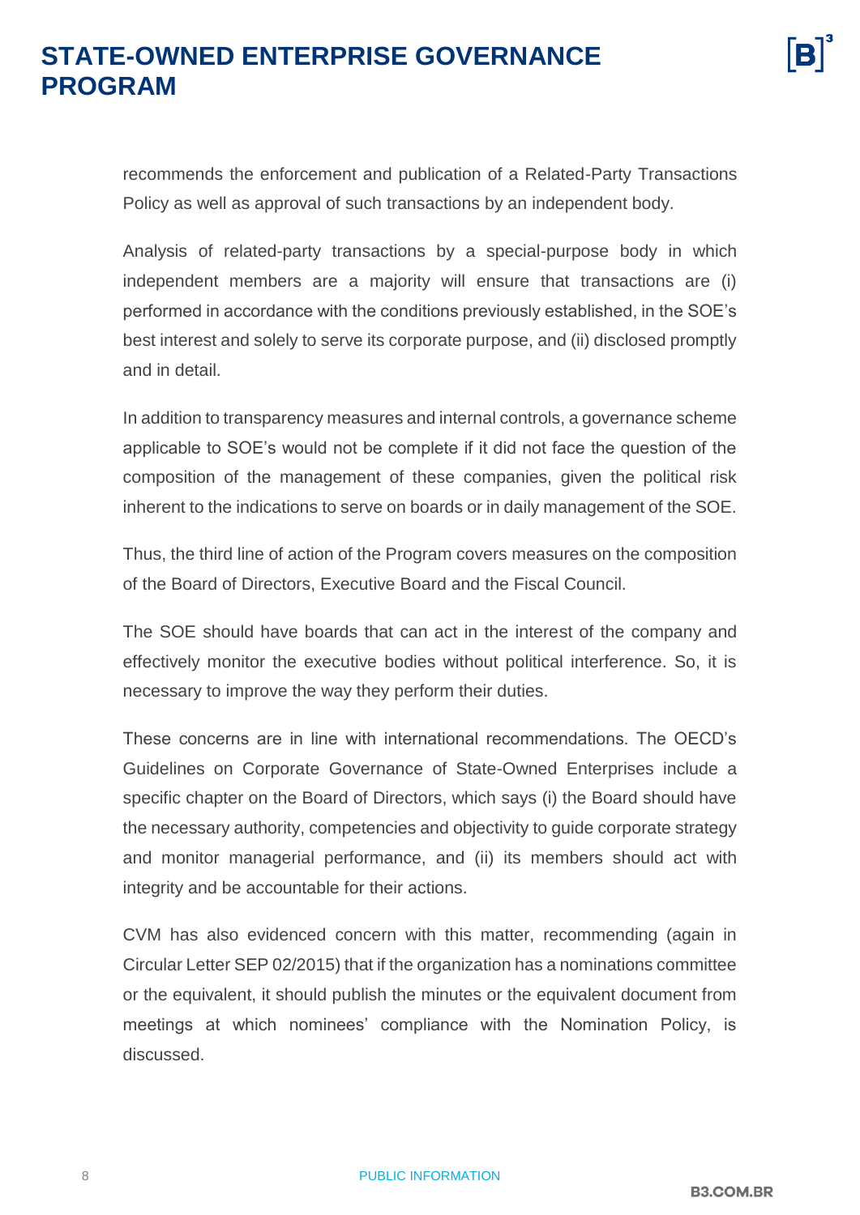recommends the enforcement and publication of a Related-Party Transactions Policy as well as approval of such transactions by an independent body.

Analysis of related-party transactions by a special-purpose body in which independent members are a majority will ensure that transactions are (i) performed in accordance with the conditions previously established, in the SOE's best interest and solely to serve its corporate purpose, and (ii) disclosed promptly and in detail.

In addition to transparency measures and internal controls, a governance scheme applicable to SOE's would not be complete if it did not face the question of the composition of the management of these companies, given the political risk inherent to the indications to serve on boards or in daily management of the SOE.

Thus, the third line of action of the Program covers measures on the composition of the Board of Directors, Executive Board and the Fiscal Council.

The SOE should have boards that can act in the interest of the company and effectively monitor the executive bodies without political interference. So, it is necessary to improve the way they perform their duties.

These concerns are in line with international recommendations. The OECD's Guidelines on Corporate Governance of State-Owned Enterprises include a specific chapter on the Board of Directors, which says (i) the Board should have the necessary authority, competencies and objectivity to guide corporate strategy and monitor managerial performance, and (ii) its members should act with integrity and be accountable for their actions.

CVM has also evidenced concern with this matter, recommending (again in Circular Letter SEP 02/2015) that if the organization has a nominations committee or the equivalent, it should publish the minutes or the equivalent document from meetings at which nominees' compliance with the Nomination Policy, is discussed.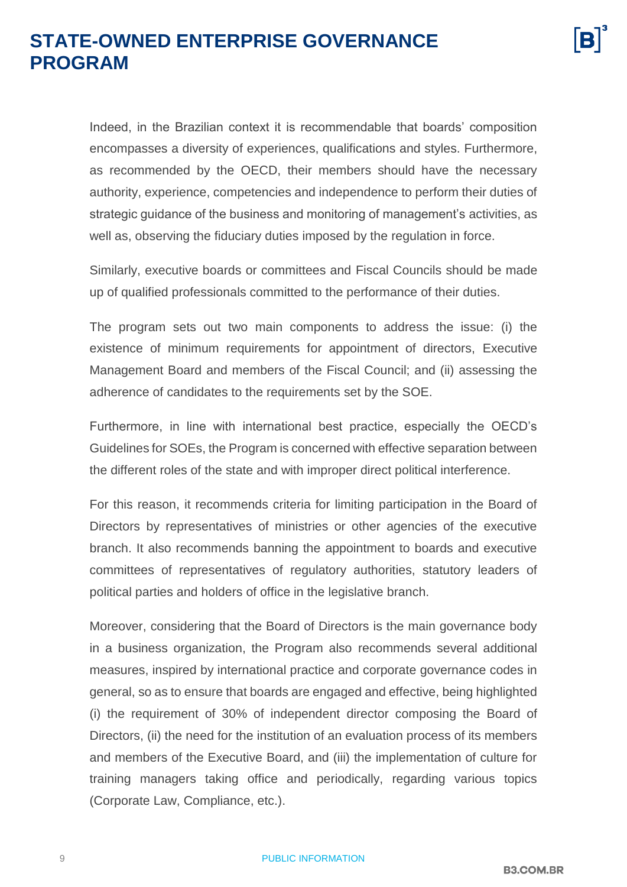Indeed, in the Brazilian context it is recommendable that boards' composition encompasses a diversity of experiences, qualifications and styles. Furthermore, as recommended by the OECD, their members should have the necessary authority, experience, competencies and independence to perform their duties of strategic guidance of the business and monitoring of management's activities, as well as, observing the fiduciary duties imposed by the regulation in force.

Similarly, executive boards or committees and Fiscal Councils should be made up of qualified professionals committed to the performance of their duties.

The program sets out two main components to address the issue: (i) the existence of minimum requirements for appointment of directors, Executive Management Board and members of the Fiscal Council; and (ii) assessing the adherence of candidates to the requirements set by the SOE.

Furthermore, in line with international best practice, especially the OECD's Guidelines for SOEs, the Program is concerned with effective separation between the different roles of the state and with improper direct political interference.

For this reason, it recommends criteria for limiting participation in the Board of Directors by representatives of ministries or other agencies of the executive branch. It also recommends banning the appointment to boards and executive committees of representatives of regulatory authorities, statutory leaders of political parties and holders of office in the legislative branch.

Moreover, considering that the Board of Directors is the main governance body in a business organization, the Program also recommends several additional measures, inspired by international practice and corporate governance codes in general, so as to ensure that boards are engaged and effective, being highlighted (i) the requirement of 30% of independent director composing the Board of Directors, (ii) the need for the institution of an evaluation process of its members and members of the Executive Board, and (iii) the implementation of culture for training managers taking office and periodically, regarding various topics (Corporate Law, Compliance, etc.).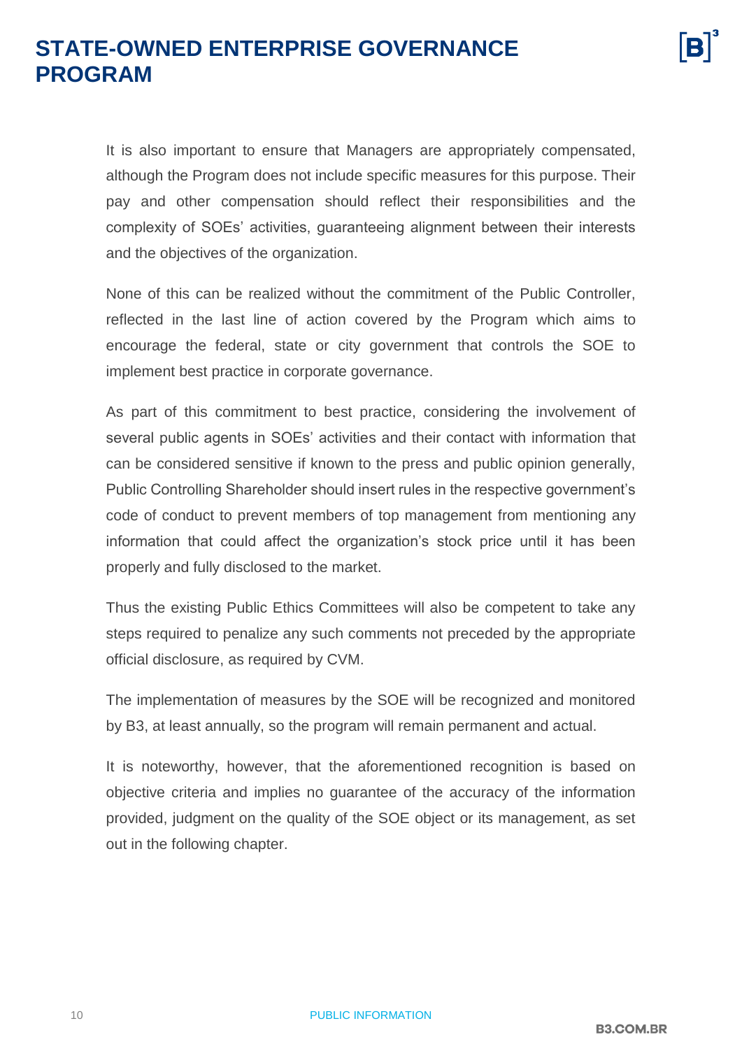It is also important to ensure that Managers are appropriately compensated, although the Program does not include specific measures for this purpose. Their pay and other compensation should reflect their responsibilities and the complexity of SOEs' activities, guaranteeing alignment between their interests and the objectives of the organization.

None of this can be realized without the commitment of the Public Controller, reflected in the last line of action covered by the Program which aims to encourage the federal, state or city government that controls the SOE to implement best practice in corporate governance.

As part of this commitment to best practice, considering the involvement of several public agents in SOEs' activities and their contact with information that can be considered sensitive if known to the press and public opinion generally, Public Controlling Shareholder should insert rules in the respective government's code of conduct to prevent members of top management from mentioning any information that could affect the organization's stock price until it has been properly and fully disclosed to the market.

Thus the existing Public Ethics Committees will also be competent to take any steps required to penalize any such comments not preceded by the appropriate official disclosure, as required by CVM.

The implementation of measures by the SOE will be recognized and monitored by B3, at least annually, so the program will remain permanent and actual.

It is noteworthy, however, that the aforementioned recognition is based on objective criteria and implies no guarantee of the accuracy of the information provided, judgment on the quality of the SOE object or its management, as set out in the following chapter.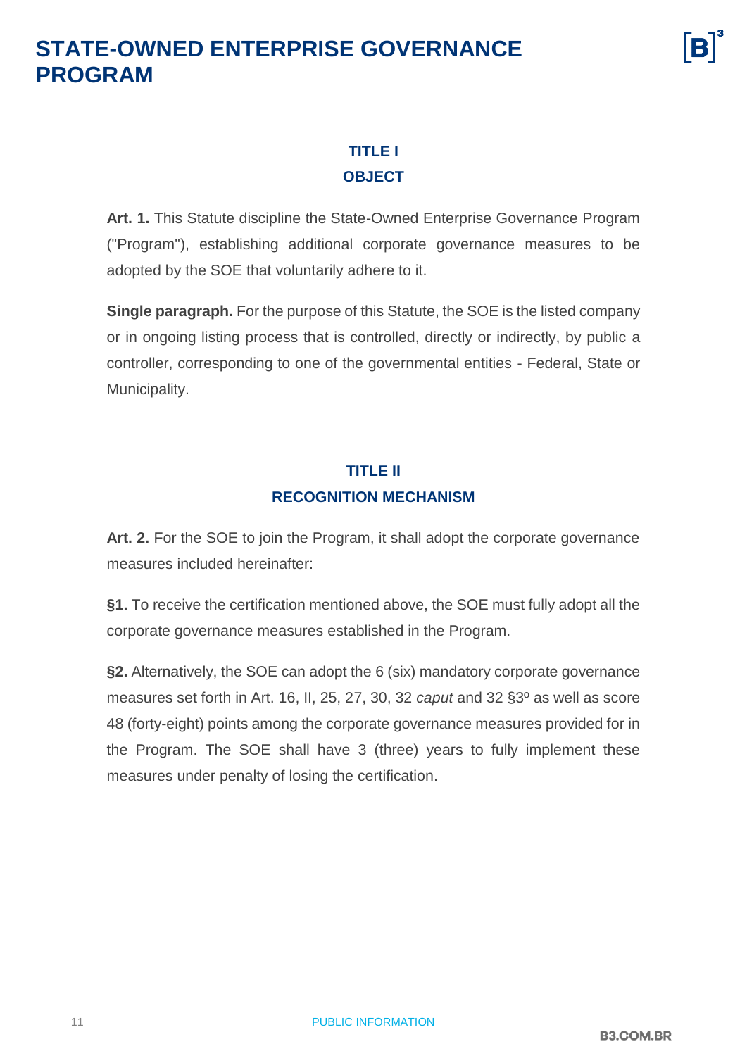## TITLE I
## OBJECT

**Art. 1.** This Statute discipline the State-Owned Enterprise Governance Program ("Program"), establishing additional corporate governance measures to be adopted by the SOE that voluntarily adhere to it.

**Single paragraph.** For the purpose of this Statute, the SOE is the listed company or in ongoing listing process that is controlled, directly or indirectly, by public a controller, corresponding to one of the governmental entities - Federal, State or Municipality.

## TITLE II
## RECOGNITION MECHANISM

**Art. 2.** For the SOE to join the Program, it shall adopt the corporate governance measures included hereinafter:

**§1.** To receive the certification mentioned above, the SOE must fully adopt all the corporate governance measures established in the Program.

**§2.** Alternatively, the SOE can adopt the 6 (six) mandatory corporate governance measures set forth in Art. 16, II, 25, 27, 30, 32 *caput* and 32 §3º as well as score 48 (forty-eight) points among the corporate governance measures provided for in the Program. The SOE shall have 3 (three) years to fully implement these measures under penalty of losing the certification.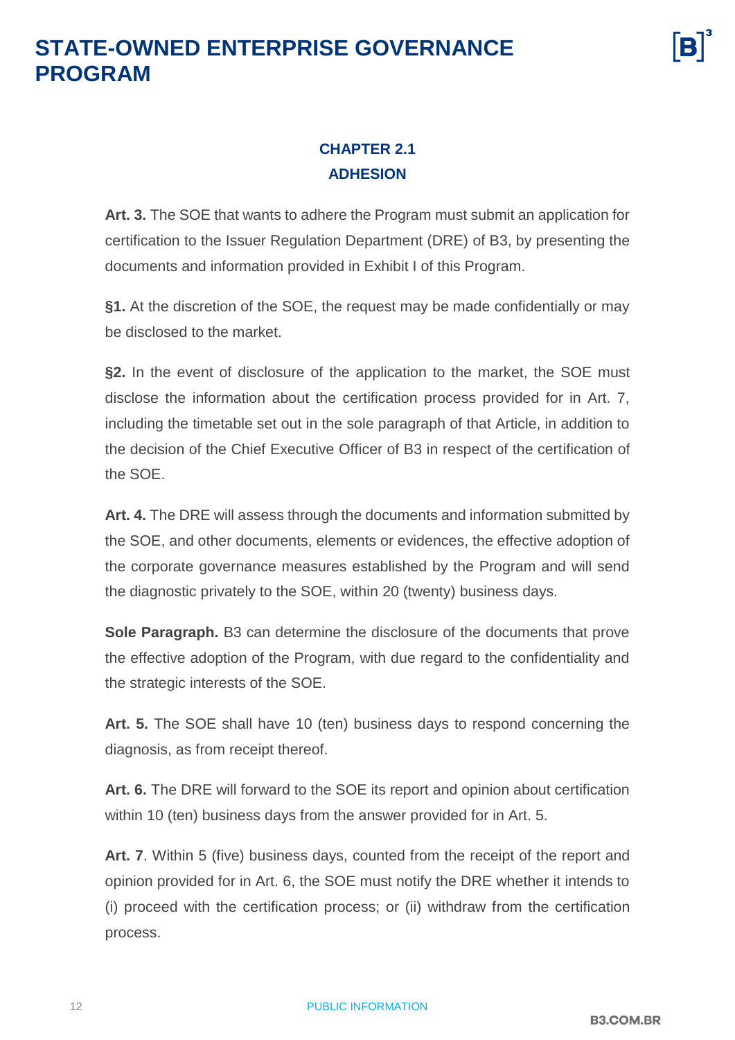## CHAPTER 2.1
## ADHESION

**Art. 3.** The SOE that wants to adhere the Program must submit an application for certification to the Issuer Regulation Department (DRE) of B3, by presenting the documents and information provided in Exhibit I of this Program.

**§1.** At the discretion of the SOE, the request may be made confidentially or may be disclosed to the market.

**§2.** In the event of disclosure of the application to the market, the SOE must disclose the information about the certification process provided for in Art. 7, including the timetable set out in the sole paragraph of that Article, in addition to the decision of the Chief Executive Officer of B3 in respect of the certification of the SOE.

**Art. 4.** The DRE will assess through the documents and information submitted by the SOE, and other documents, elements or evidences, the effective adoption of the corporate governance measures established by the Program and will send the diagnostic privately to the SOE, within 20 (twenty) business days.

**Sole Paragraph.** B3 can determine the disclosure of the documents that prove the effective adoption of the Program, with due regard to the confidentiality and the strategic interests of the SOE.

**Art. 5.** The SOE shall have 10 (ten) business days to respond concerning the diagnosis, as from receipt thereof.

**Art. 6.** The DRE will forward to the SOE its report and opinion about certification within 10 (ten) business days from the answer provided for in Art. 5.

**Art. 7**. Within 5 (five) business days, counted from the receipt of the report and opinion provided for in Art. 6, the SOE must notify the DRE whether it intends to (i) proceed with the certification process; or (ii) withdraw from the certification process.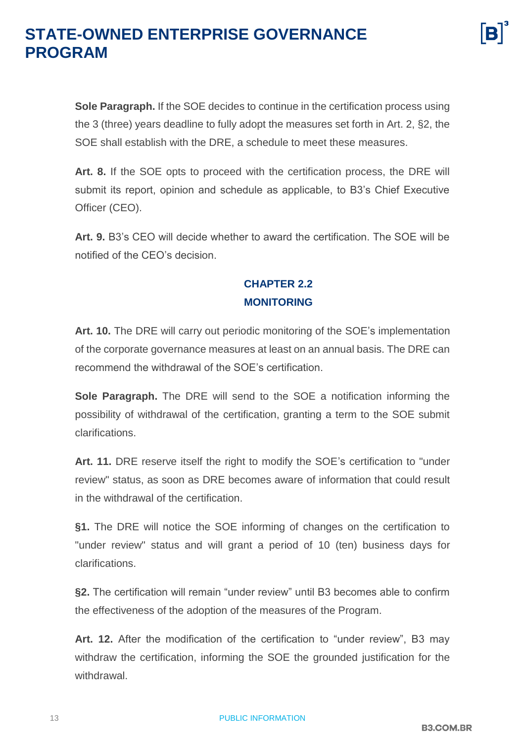**Sole Paragraph.** If the SOE decides to continue in the certification process using the 3 (three) years deadline to fully adopt the measures set forth in Art. 2, §2, the SOE shall establish with the DRE, a schedule to meet these measures.

**Art. 8.** If the SOE opts to proceed with the certification process, the DRE will submit its report, opinion and schedule as applicable, to B3's Chief Executive Officer (CEO).

**Art. 9.** B3's CEO will decide whether to award the certification. The SOE will be notified of the CEO's decision.

## CHAPTER 2.2
## MONITORING

**Art. 10.** The DRE will carry out periodic monitoring of the SOE's implementation of the corporate governance measures at least on an annual basis. The DRE can recommend the withdrawal of the SOE's certification.

**Sole Paragraph.** The DRE will send to the SOE a notification informing the possibility of withdrawal of the certification, granting a term to the SOE submit clarifications.

**Art. 11.** DRE reserve itself the right to modify the SOE's certification to "under review" status, as soon as DRE becomes aware of information that could result in the withdrawal of the certification.

**§1.** The DRE will notice the SOE informing of changes on the certification to "under review" status and will grant a period of 10 (ten) business days for clarifications.

**§2.** The certification will remain "under review" until B3 becomes able to confirm the effectiveness of the adoption of the measures of the Program.

**Art. 12.** After the modification of the certification to "under review", B3 may withdraw the certification, informing the SOE the grounded justification for the withdrawal.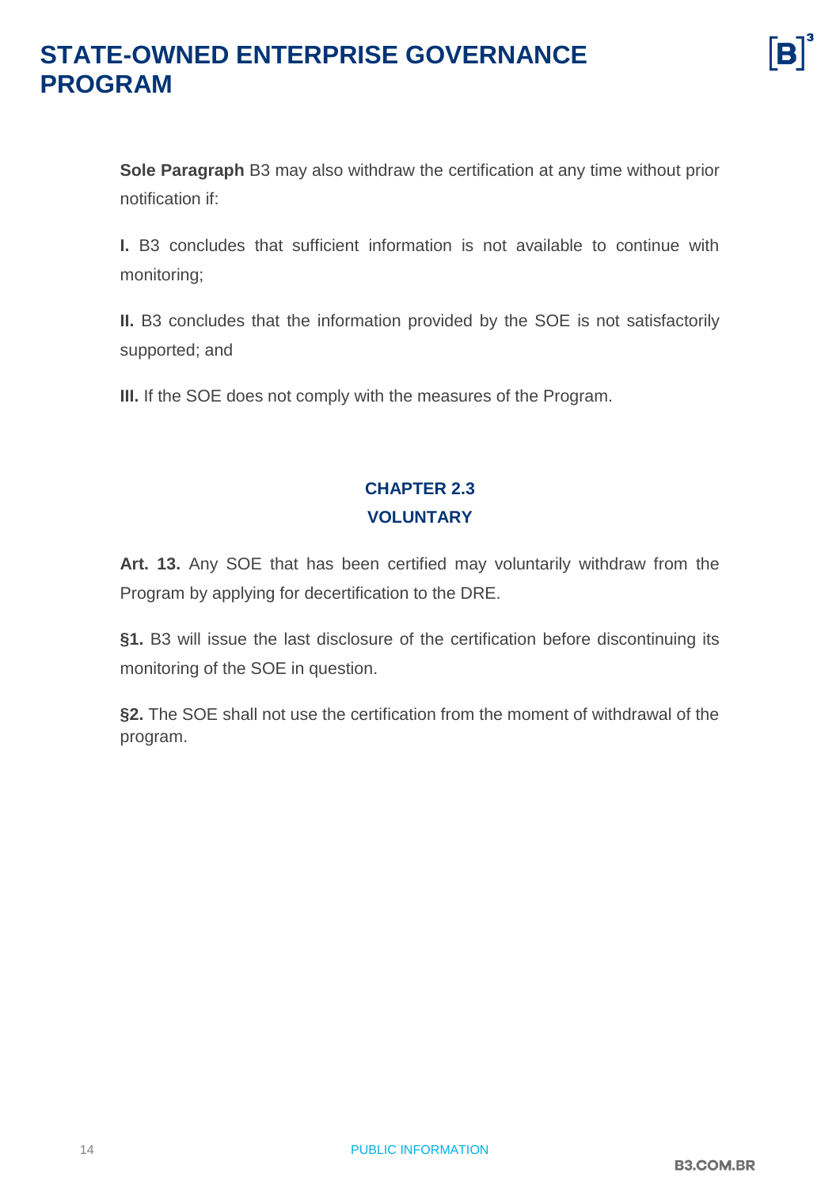**Sole Paragraph** B3 may also withdraw the certification at any time without prior notification if:

**I.** B3 concludes that sufficient information is not available to continue with monitoring;

**II.** B3 concludes that the information provided by the SOE is not satisfactorily supported; and

**III.** If the SOE does not comply with the measures of the Program.

## CHAPTER 2.3
## VOLUNTARY

**Art. 13.** Any SOE that has been certified may voluntarily withdraw from the Program by applying for decertification to the DRE.

**§1.** B3 will issue the last disclosure of the certification before discontinuing its monitoring of the SOE in question.

**§2.** The SOE shall not use the certification from the moment of withdrawal of the program.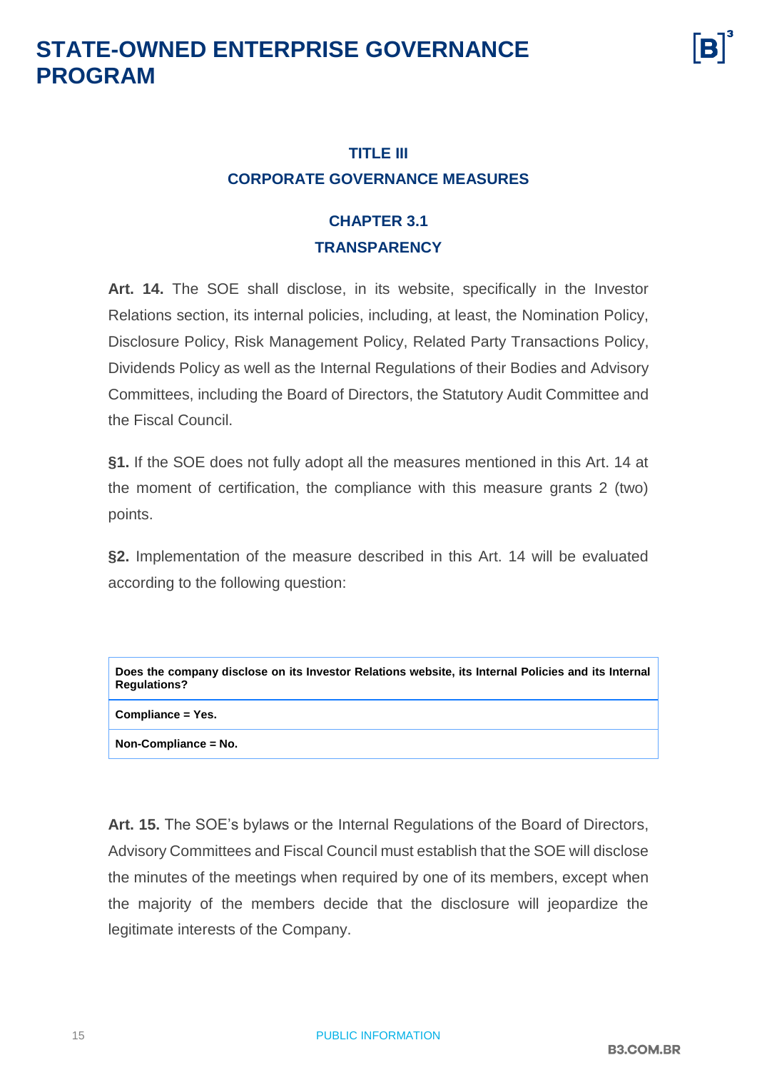## TITLE III
## CORPORATE GOVERNANCE MEASURES

### CHAPTER 3.1
### TRANSPARENCY

**Art. 14.** The SOE shall disclose, in its website, specifically in the Investor Relations section, its internal policies, including, at least, the Nomination Policy, Disclosure Policy, Risk Management Policy, Related Party Transactions Policy, Dividends Policy as well as the Internal Regulations of their Bodies and Advisory Committees, including the Board of Directors, the Statutory Audit Committee and the Fiscal Council.

**§1.** If the SOE does not fully adopt all the measures mentioned in this Art. 14 at the moment of certification, the compliance with this measure grants 2 (two) points.

**§2.** Implementation of the measure described in this Art. 14 will be evaluated according to the following question:

| **Does the company disclose on its Investor Relations website, its Internal Policies and its Internal Regulations?** |
|---|
| **Compliance = Yes.** |
| **Non-Compliance = No.** |

**Art. 15.** The SOE's bylaws or the Internal Regulations of the Board of Directors, Advisory Committees and Fiscal Council must establish that the SOE will disclose the minutes of the meetings when required by one of its members, except when the majority of the members decide that the disclosure will jeopardize the legitimate interests of the Company.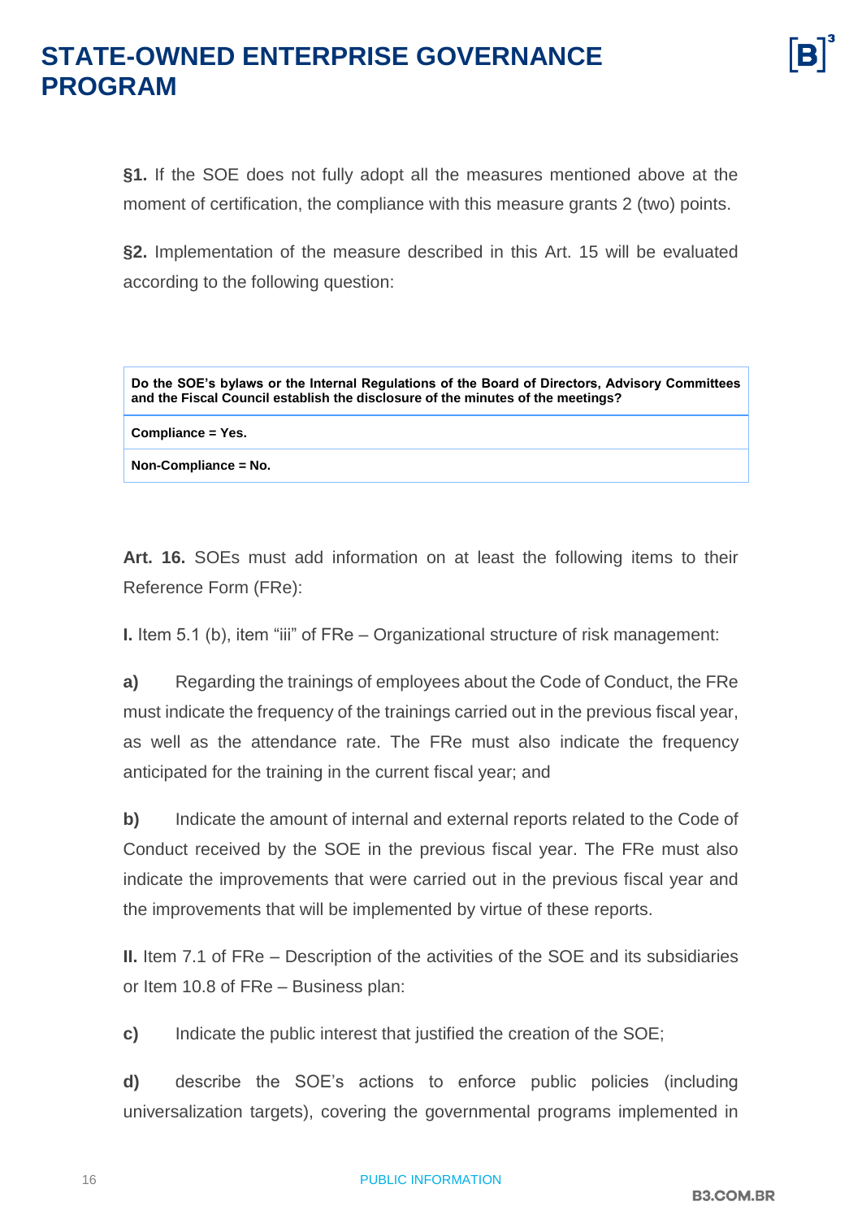**§1.** If the SOE does not fully adopt all the measures mentioned above at the moment of certification, the compliance with this measure grants 2 (two) points.

**§2.** Implementation of the measure described in this Art. 15 will be evaluated according to the following question:

| **Do the SOE's bylaws or the Internal Regulations of the Board of Directors, Advisory Committees and the Fiscal Council establish the disclosure of the minutes of the meetings?** |
|---|
| **Compliance = Yes.** |
| **Non-Compliance = No.** |

**Art. 16.** SOEs must add information on at least the following items to their Reference Form (FRe):

**I.** Item 5.1 (b), item "iii" of FRe – Organizational structure of risk management:

**a)** Regarding the trainings of employees about the Code of Conduct, the FRe must indicate the frequency of the trainings carried out in the previous fiscal year, as well as the attendance rate. The FRe must also indicate the frequency anticipated for the training in the current fiscal year; and

**b)** Indicate the amount of internal and external reports related to the Code of Conduct received by the SOE in the previous fiscal year. The FRe must also indicate the improvements that were carried out in the previous fiscal year and the improvements that will be implemented by virtue of these reports.

**II.** Item 7.1 of FRe – Description of the activities of the SOE and its subsidiaries or Item 10.8 of FRe – Business plan:

**c)** Indicate the public interest that justified the creation of the SOE;

**d)** describe the SOE's actions to enforce public policies (including universalization targets), covering the governmental programs implemented in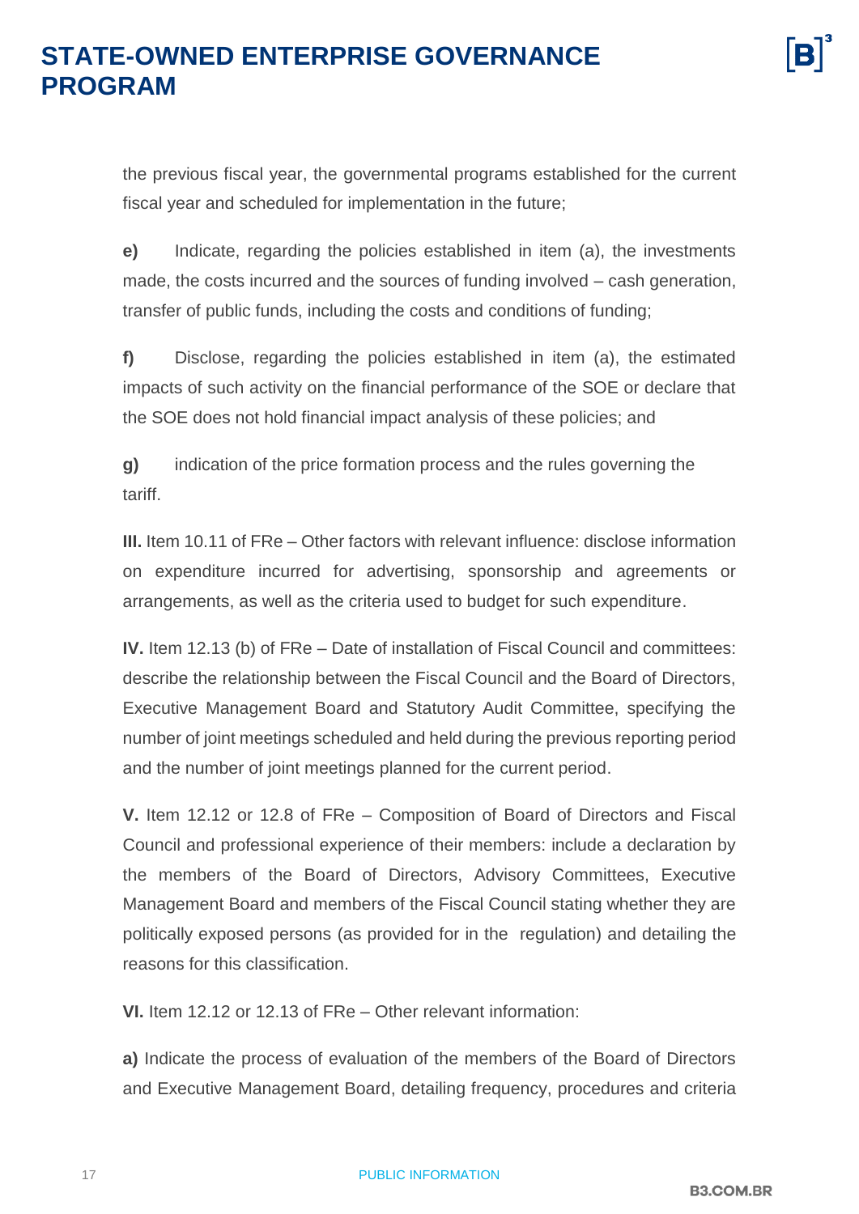the previous fiscal year, the governmental programs established for the current fiscal year and scheduled for implementation in the future;

**e)** Indicate, regarding the policies established in item (a), the investments made, the costs incurred and the sources of funding involved – cash generation, transfer of public funds, including the costs and conditions of funding;

**f)** Disclose, regarding the policies established in item (a), the estimated impacts of such activity on the financial performance of the SOE or declare that the SOE does not hold financial impact analysis of these policies; and

**g)** indication of the price formation process and the rules governing the tariff.

**III.** Item 10.11 of FRe – Other factors with relevant influence: disclose information on expenditure incurred for advertising, sponsorship and agreements or arrangements, as well as the criteria used to budget for such expenditure.

**IV.** Item 12.13 (b) of FRe – Date of installation of Fiscal Council and committees: describe the relationship between the Fiscal Council and the Board of Directors, Executive Management Board and Statutory Audit Committee, specifying the number of joint meetings scheduled and held during the previous reporting period and the number of joint meetings planned for the current period.

**V.** Item 12.12 or 12.8 of FRe – Composition of Board of Directors and Fiscal Council and professional experience of their members: include a declaration by the members of the Board of Directors, Advisory Committees, Executive Management Board and members of the Fiscal Council stating whether they are politically exposed persons (as provided for in the regulation) and detailing the reasons for this classification.

**VI.** Item 12.12 or 12.13 of FRe – Other relevant information:

**a)** Indicate the process of evaluation of the members of the Board of Directors and Executive Management Board, detailing frequency, procedures and criteria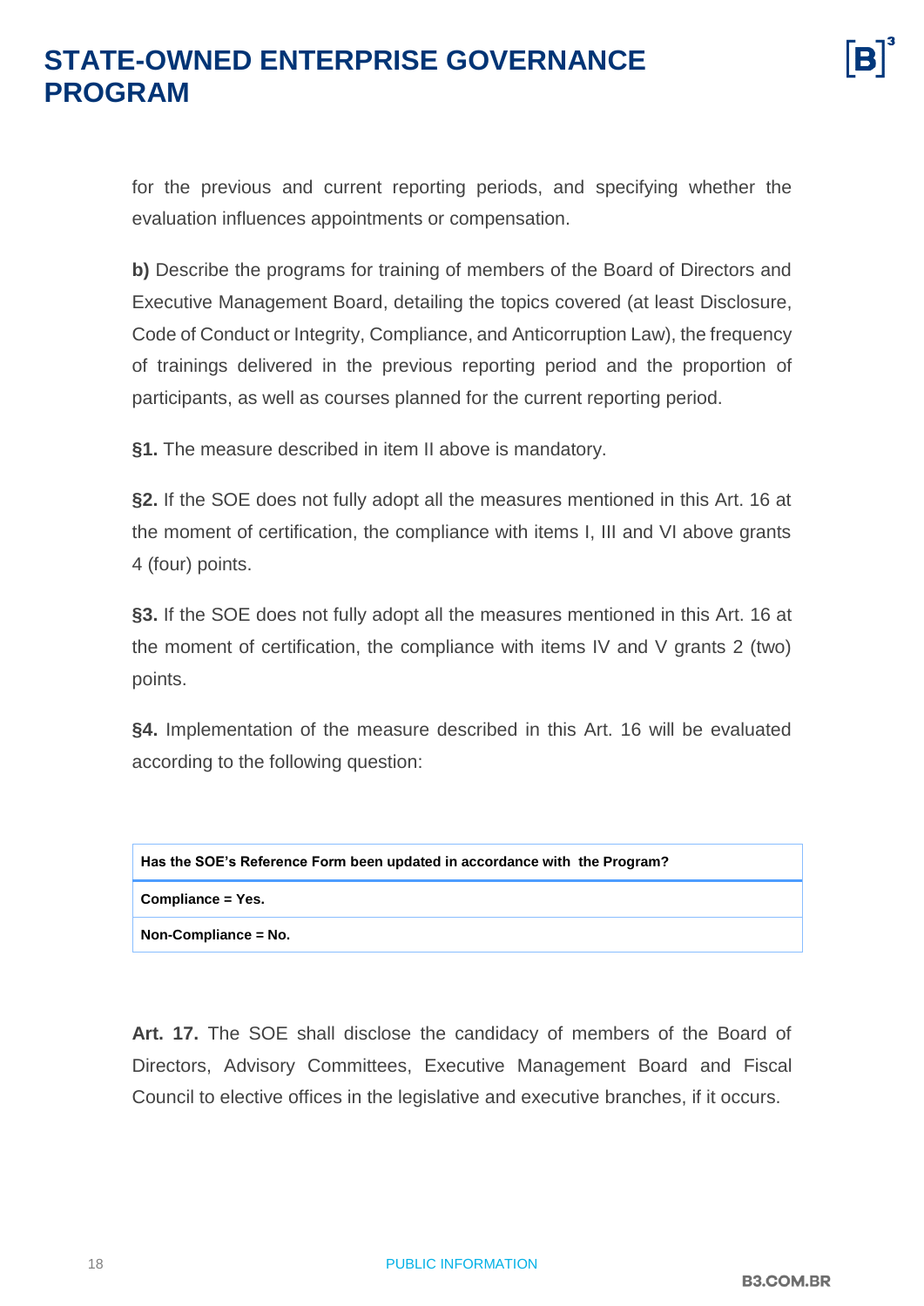for the previous and current reporting periods, and specifying whether the evaluation influences appointments or compensation.

**b)** Describe the programs for training of members of the Board of Directors and Executive Management Board, detailing the topics covered (at least Disclosure, Code of Conduct or Integrity, Compliance, and Anticorruption Law), the frequency of trainings delivered in the previous reporting period and the proportion of participants, as well as courses planned for the current reporting period.

**§1.** The measure described in item II above is mandatory.

**§2.** If the SOE does not fully adopt all the measures mentioned in this Art. 16 at the moment of certification, the compliance with items I, III and VI above grants 4 (four) points.

**§3.** If the SOE does not fully adopt all the measures mentioned in this Art. 16 at the moment of certification, the compliance with items IV and V grants 2 (two) points.

**§4.** Implementation of the measure described in this Art. 16 will be evaluated according to the following question:

| Has the SOE's Reference Form been updated in accordance with the Program? |
|---|
| **Compliance = Yes.** |
| **Non-Compliance = No.** |

**Art. 17.** The SOE shall disclose the candidacy of members of the Board of Directors, Advisory Committees, Executive Management Board and Fiscal Council to elective offices in the legislative and executive branches, if it occurs.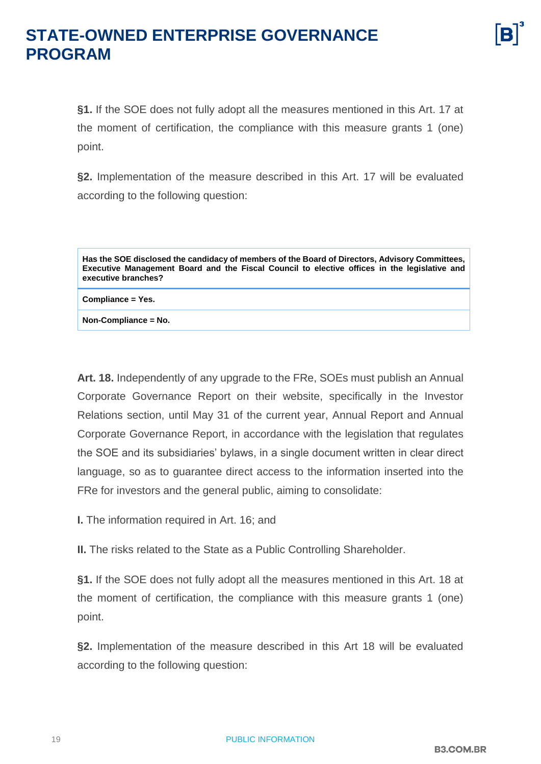**§1.** If the SOE does not fully adopt all the measures mentioned in this Art. 17 at the moment of certification, the compliance with this measure grants 1 (one) point.

**§2.** Implementation of the measure described in this Art. 17 will be evaluated according to the following question:

| Has the SOE disclosed the candidacy of members of the Board of Directors, Advisory Committees, Executive Management Board and the Fiscal Council to elective offices in the legislative and executive branches? |
| --- |
| **Compliance = Yes.** |
| **Non-Compliance = No.** |

**Art. 18.** Independently of any upgrade to the FRe, SOEs must publish an Annual Corporate Governance Report on their website, specifically in the Investor Relations section, until May 31 of the current year, Annual Report and Annual Corporate Governance Report, in accordance with the legislation that regulates the SOE and its subsidiaries' bylaws, in a single document written in clear direct language, so as to guarantee direct access to the information inserted into the FRe for investors and the general public, aiming to consolidate:

**I.** The information required in Art. 16; and

**II.** The risks related to the State as a Public Controlling Shareholder.

**§1.** If the SOE does not fully adopt all the measures mentioned in this Art. 18 at the moment of certification, the compliance with this measure grants 1 (one) point.

**§2.** Implementation of the measure described in this Art 18 will be evaluated according to the following question: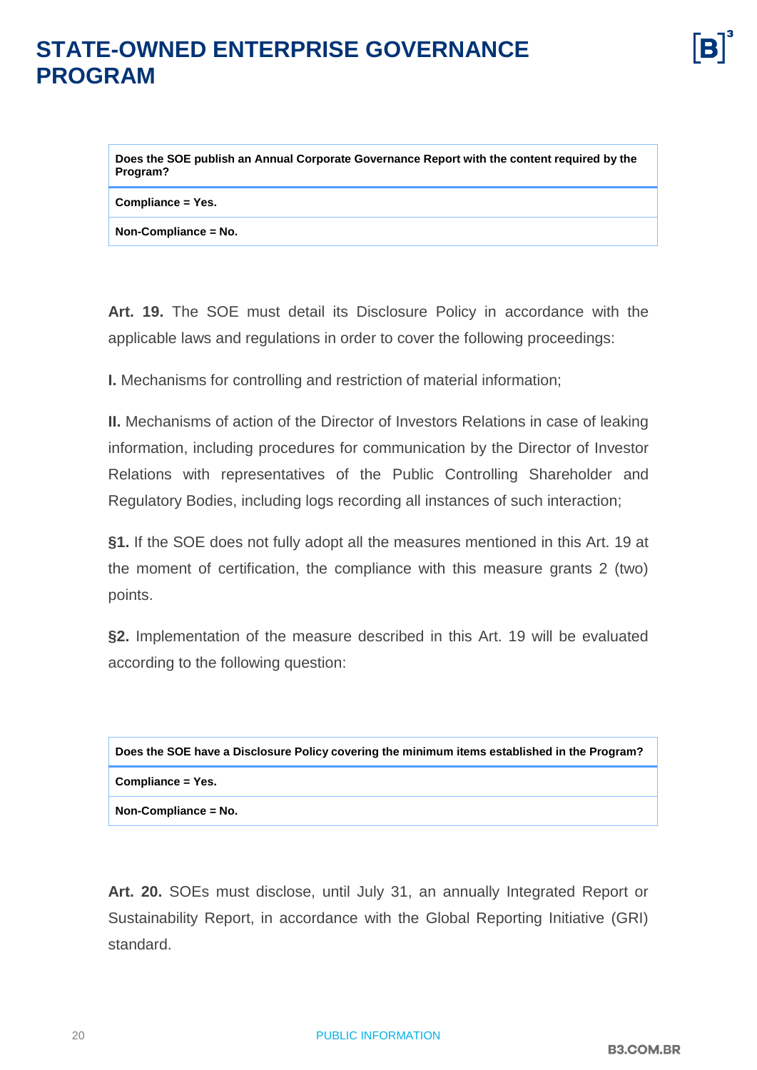| Does the SOE publish an Annual Corporate Governance Report with the content required by the Program? |
|---|
| **Compliance = Yes.** |
| **Non-Compliance = No.** |

**Art. 19.** The SOE must detail its Disclosure Policy in accordance with the applicable laws and regulations in order to cover the following proceedings:

**I.** Mechanisms for controlling and restriction of material information;

**II.** Mechanisms of action of the Director of Investors Relations in case of leaking information, including procedures for communication by the Director of Investor Relations with representatives of the Public Controlling Shareholder and Regulatory Bodies, including logs recording all instances of such interaction;

**§1.** If the SOE does not fully adopt all the measures mentioned in this Art. 19 at the moment of certification, the compliance with this measure grants 2 (two) points.

**§2.** Implementation of the measure described in this Art. 19 will be evaluated according to the following question:

| Does the SOE have a Disclosure Policy covering the minimum items established in the Program? |
|---|
| **Compliance = Yes.** |
| **Non-Compliance = No.** |

**Art. 20.** SOEs must disclose, until July 31, an annually Integrated Report or Sustainability Report, in accordance with the Global Reporting Initiative (GRI) standard.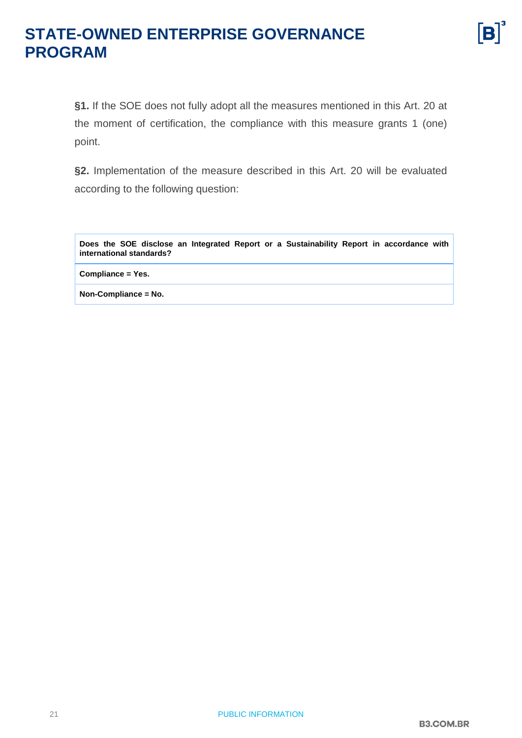**§1.** If the SOE does not fully adopt all the measures mentioned in this Art. 20 at the moment of certification, the compliance with this measure grants 1 (one) point.

**§2.** Implementation of the measure described in this Art. 20 will be evaluated according to the following question:

| **Does the SOE disclose an Integrated Report or a Sustainability Report in accordance with international standards?** |
|---|
| **Compliance = Yes.** |
| **Non-Compliance = No.** |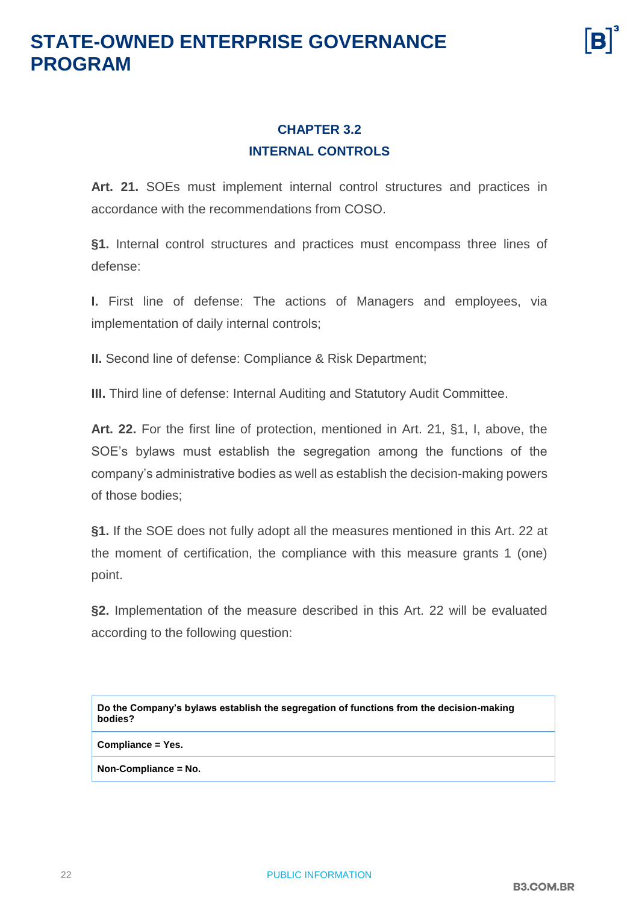## CHAPTER 3.2
## INTERNAL CONTROLS

**Art. 21.** SOEs must implement internal control structures and practices in accordance with the recommendations from COSO.

**§1.** Internal control structures and practices must encompass three lines of defense:

**I.** First line of defense: The actions of Managers and employees, via implementation of daily internal controls;

**II.** Second line of defense: Compliance & Risk Department;

**III.** Third line of defense: Internal Auditing and Statutory Audit Committee.

**Art. 22.** For the first line of protection, mentioned in Art. 21, §1, I, above, the SOE's bylaws must establish the segregation among the functions of the company's administrative bodies as well as establish the decision-making powers of those bodies;

**§1.** If the SOE does not fully adopt all the measures mentioned in this Art. 22 at the moment of certification, the compliance with this measure grants 1 (one) point.

**§2.** Implementation of the measure described in this Art. 22 will be evaluated according to the following question:

| Do the Company's bylaws establish the segregation of functions from the decision-making bodies? |
|---|
| **Compliance = Yes.** |
| **Non-Compliance = No.** |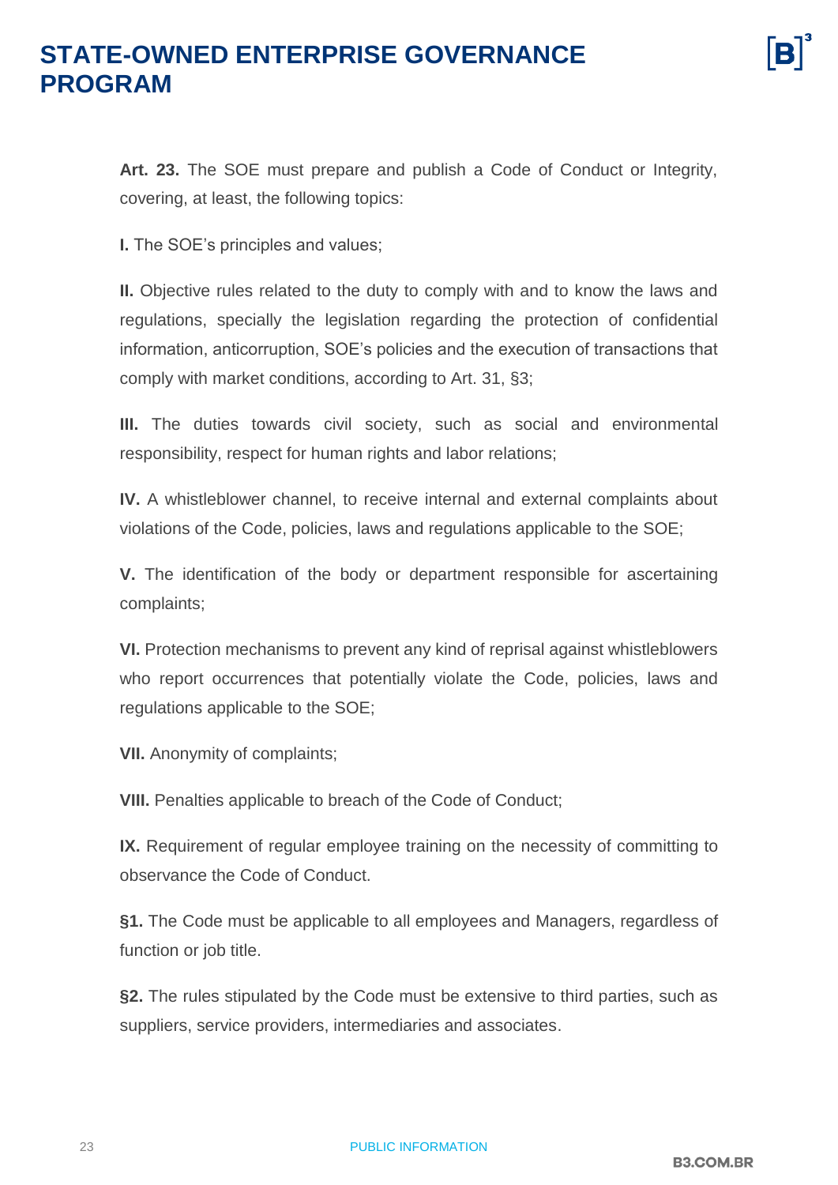**Art. 23.** The SOE must prepare and publish a Code of Conduct or Integrity, covering, at least, the following topics:

**I.** The SOE's principles and values;

**II.** Objective rules related to the duty to comply with and to know the laws and regulations, specially the legislation regarding the protection of confidential information, anticorruption, SOE's policies and the execution of transactions that comply with market conditions, according to Art. 31, §3;

**III.** The duties towards civil society, such as social and environmental responsibility, respect for human rights and labor relations;

**IV.** A whistleblower channel, to receive internal and external complaints about violations of the Code, policies, laws and regulations applicable to the SOE;

**V.** The identification of the body or department responsible for ascertaining complaints;

**VI.** Protection mechanisms to prevent any kind of reprisal against whistleblowers who report occurrences that potentially violate the Code, policies, laws and regulations applicable to the SOE;

**VII.** Anonymity of complaints;

**VIII.** Penalties applicable to breach of the Code of Conduct;

**IX.** Requirement of regular employee training on the necessity of committing to observance the Code of Conduct.

**§1.** The Code must be applicable to all employees and Managers, regardless of function or job title.

**§2.** The rules stipulated by the Code must be extensive to third parties, such as suppliers, service providers, intermediaries and associates.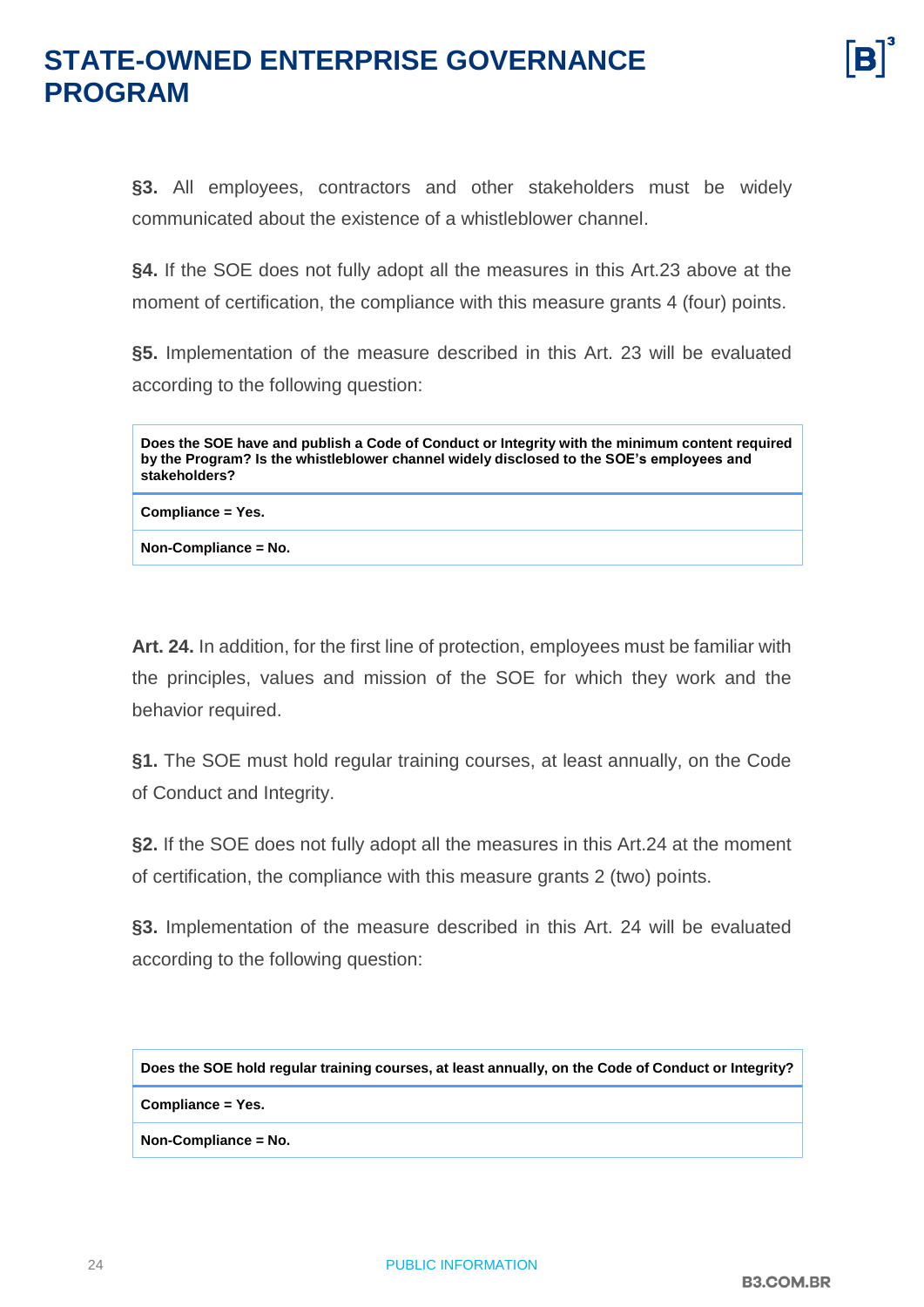**§3.** All employees, contractors and other stakeholders must be widely communicated about the existence of a whistleblower channel.

**§4.** If the SOE does not fully adopt all the measures in this Art.23 above at the moment of certification, the compliance with this measure grants 4 (four) points.

**§5.** Implementation of the measure described in this Art. 23 will be evaluated according to the following question:

| Does the SOE have and publish a Code of Conduct or Integrity with the minimum content required by the Program? Is the whistleblower channel widely disclosed to the SOE's employees and stakeholders? |
|---|
| **Compliance = Yes.** |
| **Non-Compliance = No.** |

**Art. 24.** In addition, for the first line of protection, employees must be familiar with the principles, values and mission of the SOE for which they work and the behavior required.

**§1.** The SOE must hold regular training courses, at least annually, on the Code of Conduct and Integrity.

**§2.** If the SOE does not fully adopt all the measures in this Art.24 at the moment of certification, the compliance with this measure grants 2 (two) points.

**§3.** Implementation of the measure described in this Art. 24 will be evaluated according to the following question:

| Does the SOE hold regular training courses, at least annually, on the Code of Conduct or Integrity? |
|---|
| **Compliance = Yes.** |
| **Non-Compliance = No.** |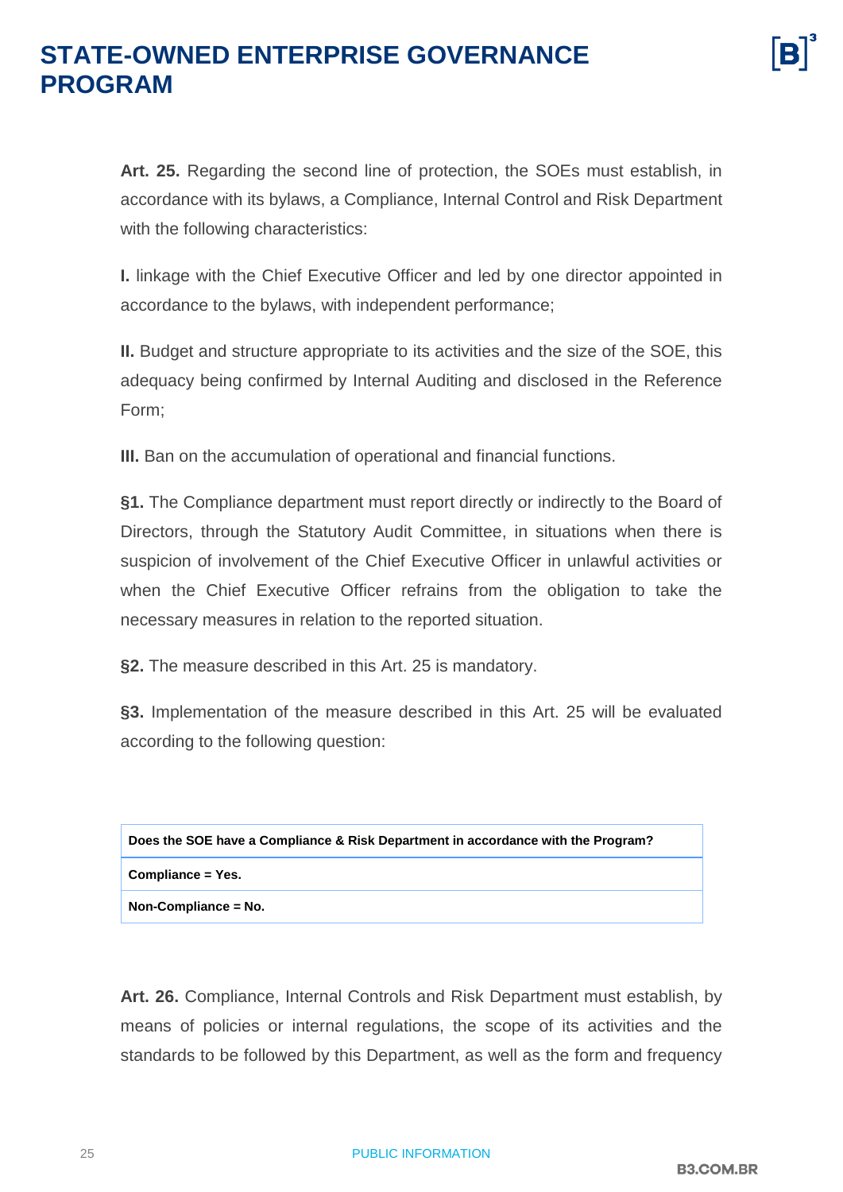**Art. 25.** Regarding the second line of protection, the SOEs must establish, in accordance with its bylaws, a Compliance, Internal Control and Risk Department with the following characteristics:

**I.** linkage with the Chief Executive Officer and led by one director appointed in accordance to the bylaws, with independent performance;

**II.** Budget and structure appropriate to its activities and the size of the SOE, this adequacy being confirmed by Internal Auditing and disclosed in the Reference Form;

**III.** Ban on the accumulation of operational and financial functions.

**§1.** The Compliance department must report directly or indirectly to the Board of Directors, through the Statutory Audit Committee, in situations when there is suspicion of involvement of the Chief Executive Officer in unlawful activities or when the Chief Executive Officer refrains from the obligation to take the necessary measures in relation to the reported situation.

**§2.** The measure described in this Art. 25 is mandatory.

**§3.** Implementation of the measure described in this Art. 25 will be evaluated according to the following question:

| **Does the SOE have a Compliance & Risk Department in accordance with the Program?** |
|---|
| **Compliance = Yes.** |
| **Non-Compliance = No.** |

**Art. 26.** Compliance, Internal Controls and Risk Department must establish, by means of policies or internal regulations, the scope of its activities and the standards to be followed by this Department, as well as the form and frequency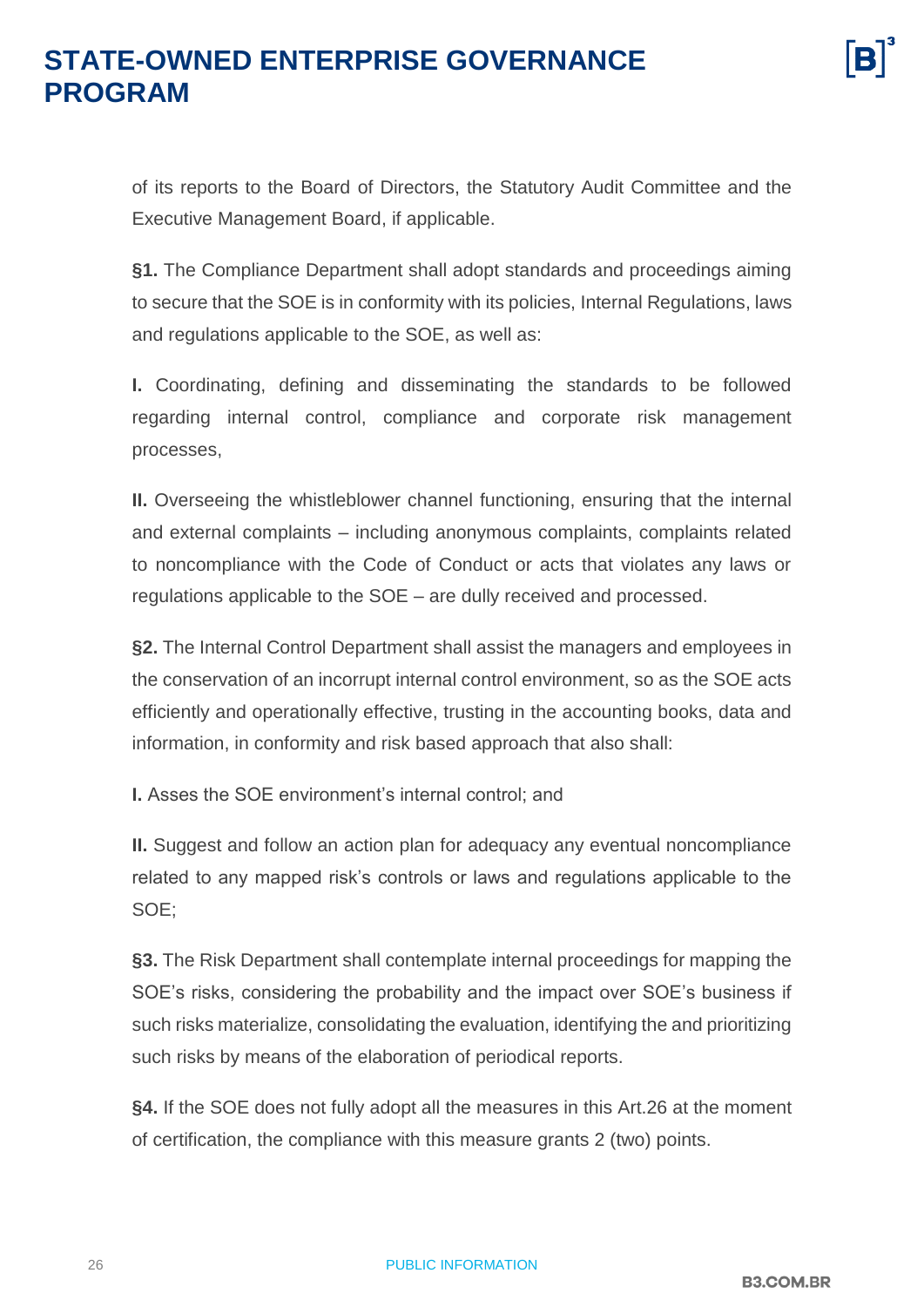of its reports to the Board of Directors, the Statutory Audit Committee and the Executive Management Board, if applicable.

**§1.** The Compliance Department shall adopt standards and proceedings aiming to secure that the SOE is in conformity with its policies, Internal Regulations, laws and regulations applicable to the SOE, as well as:

**I.** Coordinating, defining and disseminating the standards to be followed regarding internal control, compliance and corporate risk management processes,

**II.** Overseeing the whistleblower channel functioning, ensuring that the internal and external complaints – including anonymous complaints, complaints related to noncompliance with the Code of Conduct or acts that violates any laws or regulations applicable to the SOE – are dully received and processed.

**§2.** The Internal Control Department shall assist the managers and employees in the conservation of an incorrupt internal control environment, so as the SOE acts efficiently and operationally effective, trusting in the accounting books, data and information, in conformity and risk based approach that also shall:

**I.** Asses the SOE environment's internal control; and

**II.** Suggest and follow an action plan for adequacy any eventual noncompliance related to any mapped risk's controls or laws and regulations applicable to the SOE;

**§3.** The Risk Department shall contemplate internal proceedings for mapping the SOE's risks, considering the probability and the impact over SOE's business if such risks materialize, consolidating the evaluation, identifying the and prioritizing such risks by means of the elaboration of periodical reports.

**§4.** If the SOE does not fully adopt all the measures in this Art.26 at the moment of certification, the compliance with this measure grants 2 (two) points.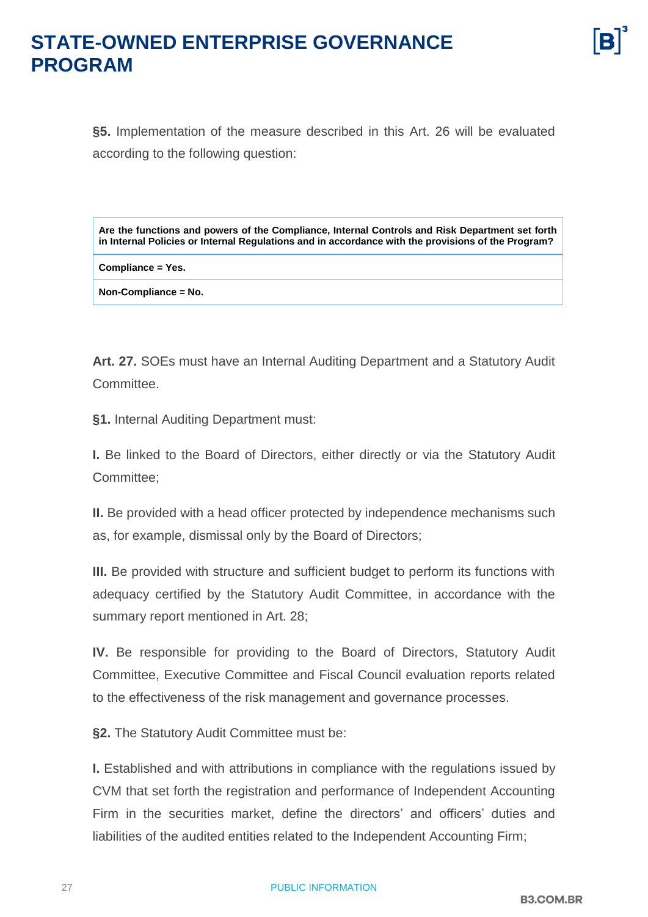**§5.** Implementation of the measure described in this Art. 26 will be evaluated according to the following question:

| Are the functions and powers of the Compliance, Internal Controls and Risk Department set forth in Internal Policies or Internal Regulations and in accordance with the provisions of the Program? |
|---|
| **Compliance = Yes.** |
| **Non-Compliance = No.** |

**Art. 27.** SOEs must have an Internal Auditing Department and a Statutory Audit Committee.

**§1.** Internal Auditing Department must:

**I.** Be linked to the Board of Directors, either directly or via the Statutory Audit Committee;

**II.** Be provided with a head officer protected by independence mechanisms such as, for example, dismissal only by the Board of Directors;

**III.** Be provided with structure and sufficient budget to perform its functions with adequacy certified by the Statutory Audit Committee, in accordance with the summary report mentioned in Art. 28;

**IV.** Be responsible for providing to the Board of Directors, Statutory Audit Committee, Executive Committee and Fiscal Council evaluation reports related to the effectiveness of the risk management and governance processes.

**§2.** The Statutory Audit Committee must be:

**I.** Established and with attributions in compliance with the regulations issued by CVM that set forth the registration and performance of Independent Accounting Firm in the securities market, define the directors' and officers' duties and liabilities of the audited entities related to the Independent Accounting Firm;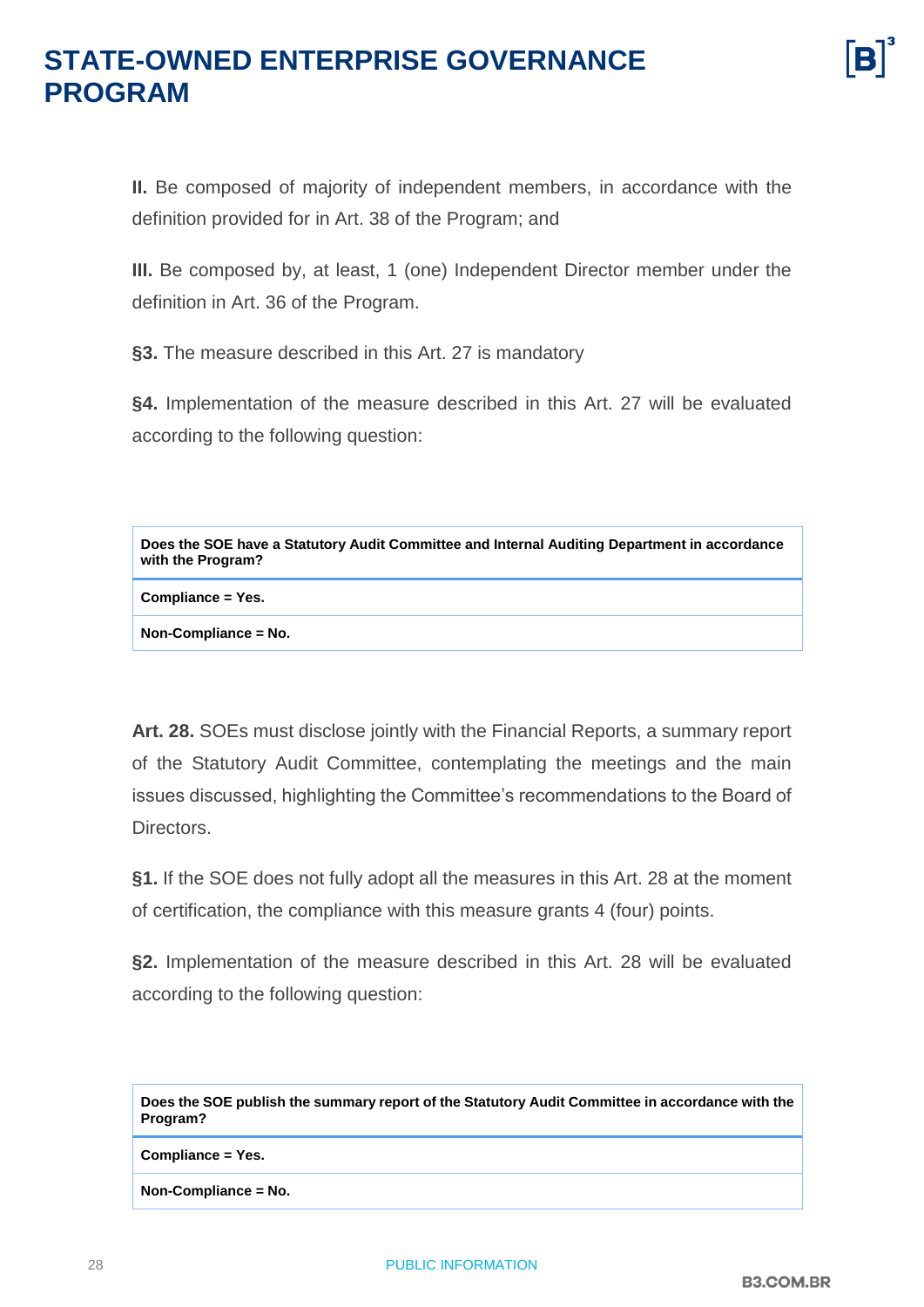**II.** Be composed of majority of independent members, in accordance with the definition provided for in Art. 38 of the Program; and

**III.** Be composed by, at least, 1 (one) Independent Director member under the definition in Art. 36 of the Program.

**§3.** The measure described in this Art. 27 is mandatory

**§4.** Implementation of the measure described in this Art. 27 will be evaluated according to the following question:

| Does the SOE have a Statutory Audit Committee and Internal Auditing Department in accordance with the Program? |
|---|
| **Compliance = Yes.** |
| **Non-Compliance = No.** |

**Art. 28.** SOEs must disclose jointly with the Financial Reports, a summary report of the Statutory Audit Committee, contemplating the meetings and the main issues discussed, highlighting the Committee's recommendations to the Board of Directors.

**§1.** If the SOE does not fully adopt all the measures in this Art. 28 at the moment of certification, the compliance with this measure grants 4 (four) points.

**§2.** Implementation of the measure described in this Art. 28 will be evaluated according to the following question:

| Does the SOE publish the summary report of the Statutory Audit Committee in accordance with the Program? |
|---|
| **Compliance = Yes.** |
| **Non-Compliance = No.** |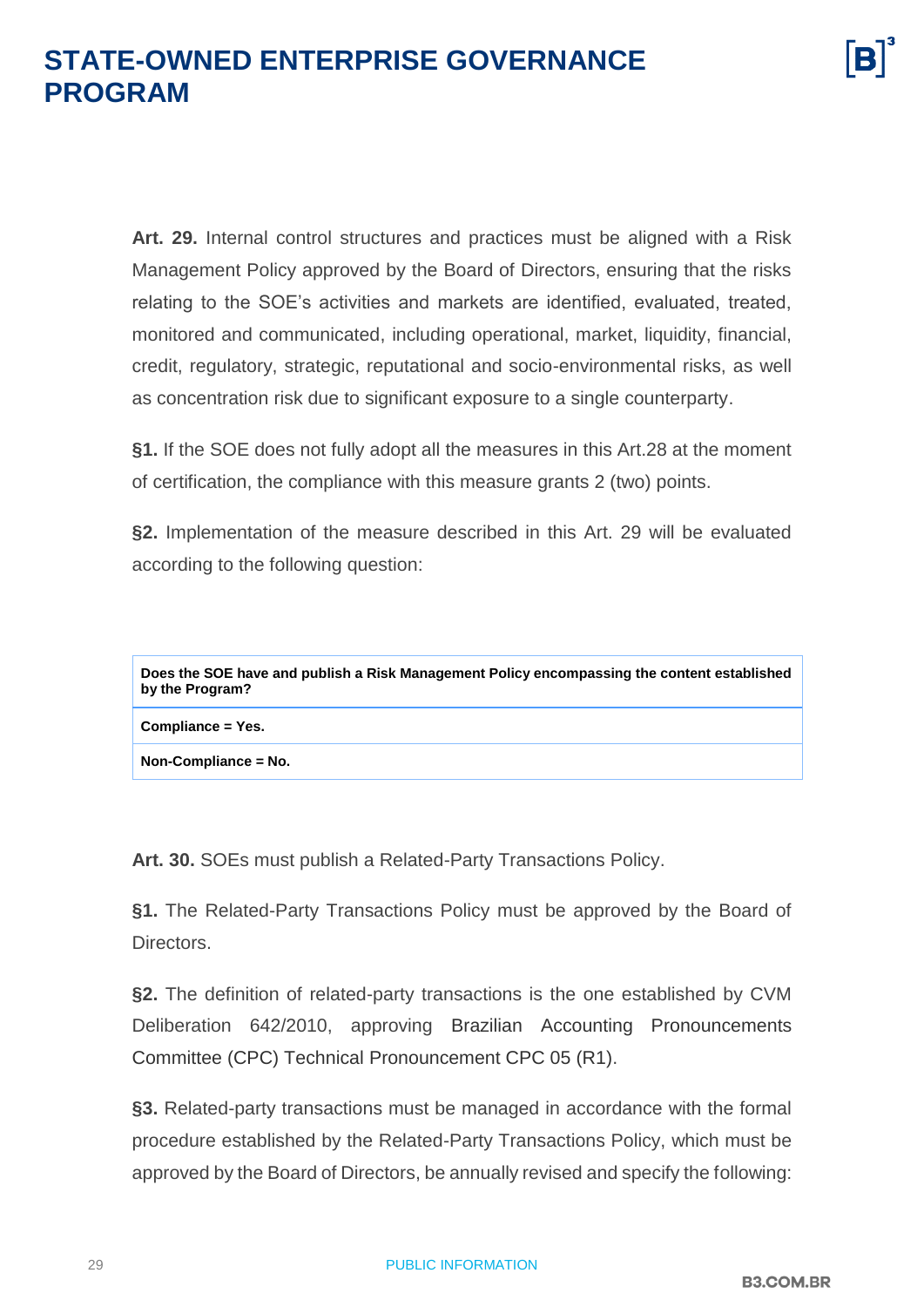**Art. 29.** Internal control structures and practices must be aligned with a Risk Management Policy approved by the Board of Directors, ensuring that the risks relating to the SOE's activities and markets are identified, evaluated, treated, monitored and communicated, including operational, market, liquidity, financial, credit, regulatory, strategic, reputational and socio-environmental risks, as well as concentration risk due to significant exposure to a single counterparty.

**§1.** If the SOE does not fully adopt all the measures in this Art.28 at the moment of certification, the compliance with this measure grants 2 (two) points.

**§2.** Implementation of the measure described in this Art. 29 will be evaluated according to the following question:

| **Does the SOE have and publish a Risk Management Policy encompassing the content established by the Program?** |
|---|
| **Compliance = Yes.** |
| **Non-Compliance = No.** |

**Art. 30.** SOEs must publish a Related-Party Transactions Policy.

**§1.** The Related-Party Transactions Policy must be approved by the Board of Directors.

**§2.** The definition of related-party transactions is the one established by CVM Deliberation 642/2010, approving Brazilian Accounting Pronouncements Committee (CPC) Technical Pronouncement CPC 05 (R1).

**§3.** Related-party transactions must be managed in accordance with the formal procedure established by the Related-Party Transactions Policy, which must be approved by the Board of Directors, be annually revised and specify the following: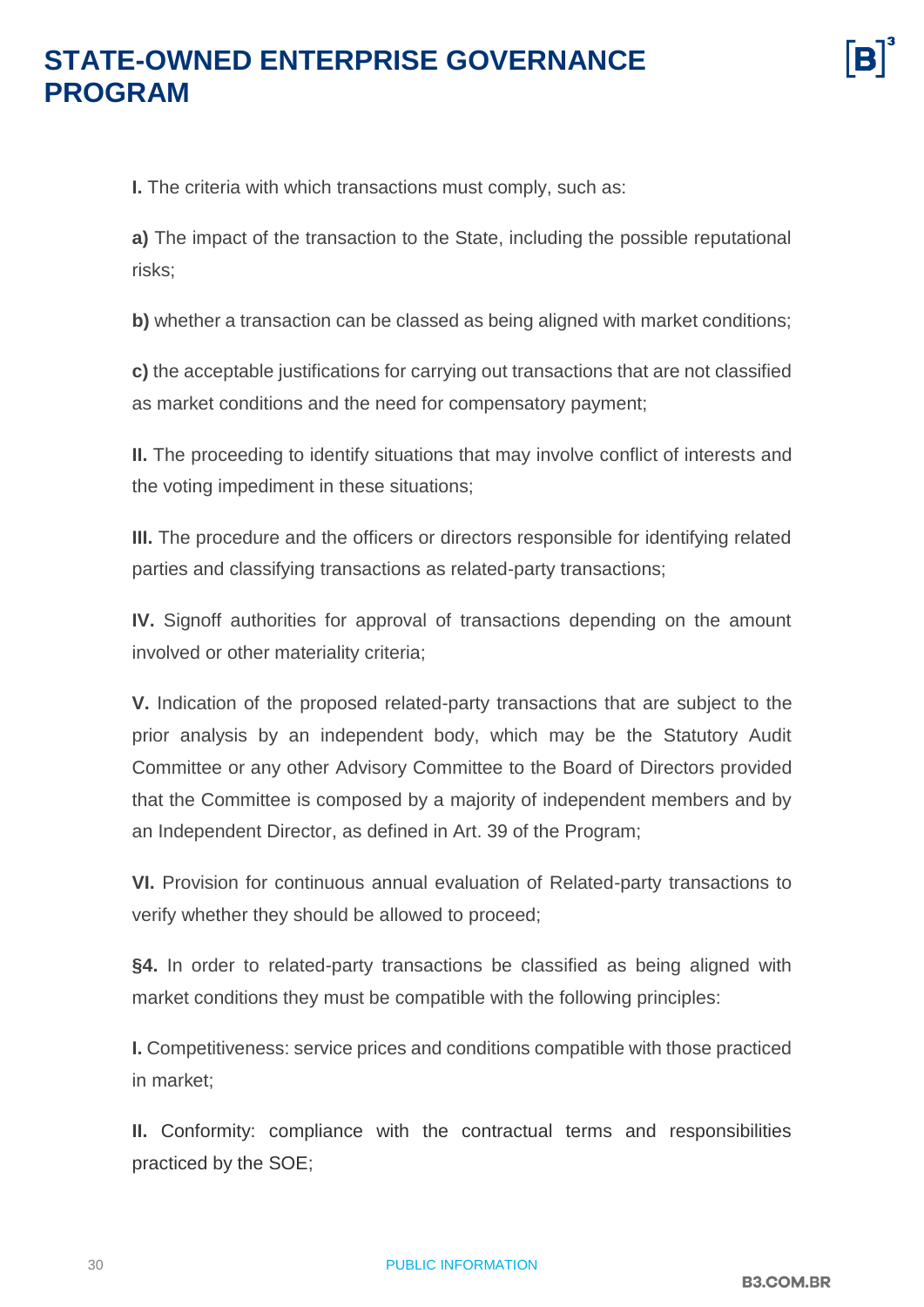**I.** The criteria with which transactions must comply, such as:

**a)** The impact of the transaction to the State, including the possible reputational risks;

**b)** whether a transaction can be classed as being aligned with market conditions;

**c)** the acceptable justifications for carrying out transactions that are not classified as market conditions and the need for compensatory payment;

**II.** The proceeding to identify situations that may involve conflict of interests and the voting impediment in these situations;

**III.** The procedure and the officers or directors responsible for identifying related parties and classifying transactions as related-party transactions;

**IV.** Signoff authorities for approval of transactions depending on the amount involved or other materiality criteria;

**V.** Indication of the proposed related-party transactions that are subject to the prior analysis by an independent body, which may be the Statutory Audit Committee or any other Advisory Committee to the Board of Directors provided that the Committee is composed by a majority of independent members and by an Independent Director, as defined in Art. 39 of the Program;

**VI.** Provision for continuous annual evaluation of Related-party transactions to verify whether they should be allowed to proceed;

**§4.** In order to related-party transactions be classified as being aligned with market conditions they must be compatible with the following principles:

**I.** Competitiveness: service prices and conditions compatible with those practiced in market;

**II.** Conformity: compliance with the contractual terms and responsibilities practiced by the SOE;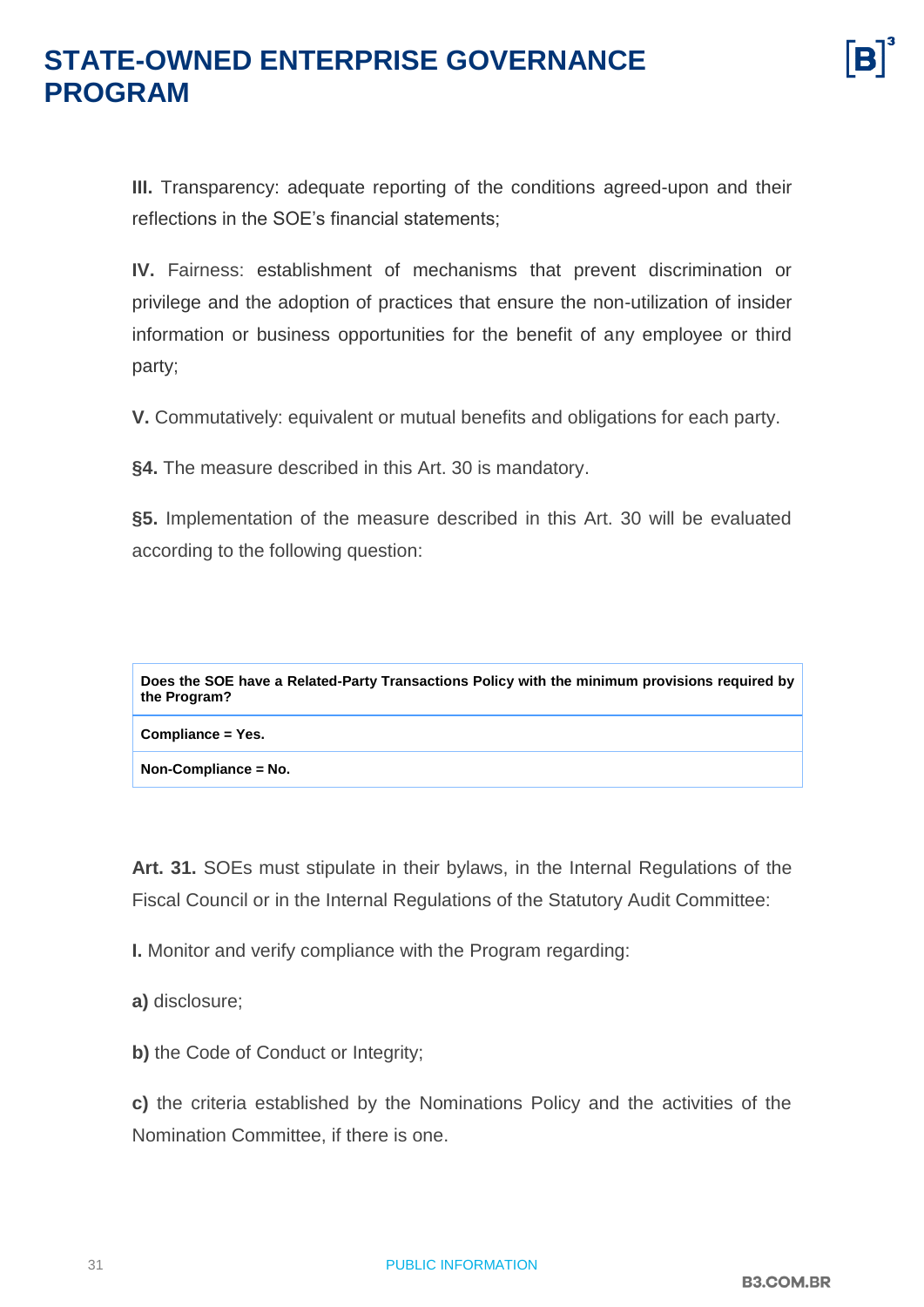**III.** Transparency: adequate reporting of the conditions agreed-upon and their reflections in the SOE's financial statements;

**IV.** Fairness: establishment of mechanisms that prevent discrimination or privilege and the adoption of practices that ensure the non-utilization of insider information or business opportunities for the benefit of any employee or third party;

**V.** Commutatively: equivalent or mutual benefits and obligations for each party.

**§4.** The measure described in this Art. 30 is mandatory.

**§5.** Implementation of the measure described in this Art. 30 will be evaluated according to the following question:

| **Does the SOE have a Related-Party Transactions Policy with the minimum provisions required by the Program?** |
|---|
| **Compliance = Yes.** |
| **Non-Compliance = No.** |

**Art. 31.** SOEs must stipulate in their bylaws, in the Internal Regulations of the Fiscal Council or in the Internal Regulations of the Statutory Audit Committee:

**I.** Monitor and verify compliance with the Program regarding:

**a)** disclosure;

**b)** the Code of Conduct or Integrity;

**c)** the criteria established by the Nominations Policy and the activities of the Nomination Committee, if there is one.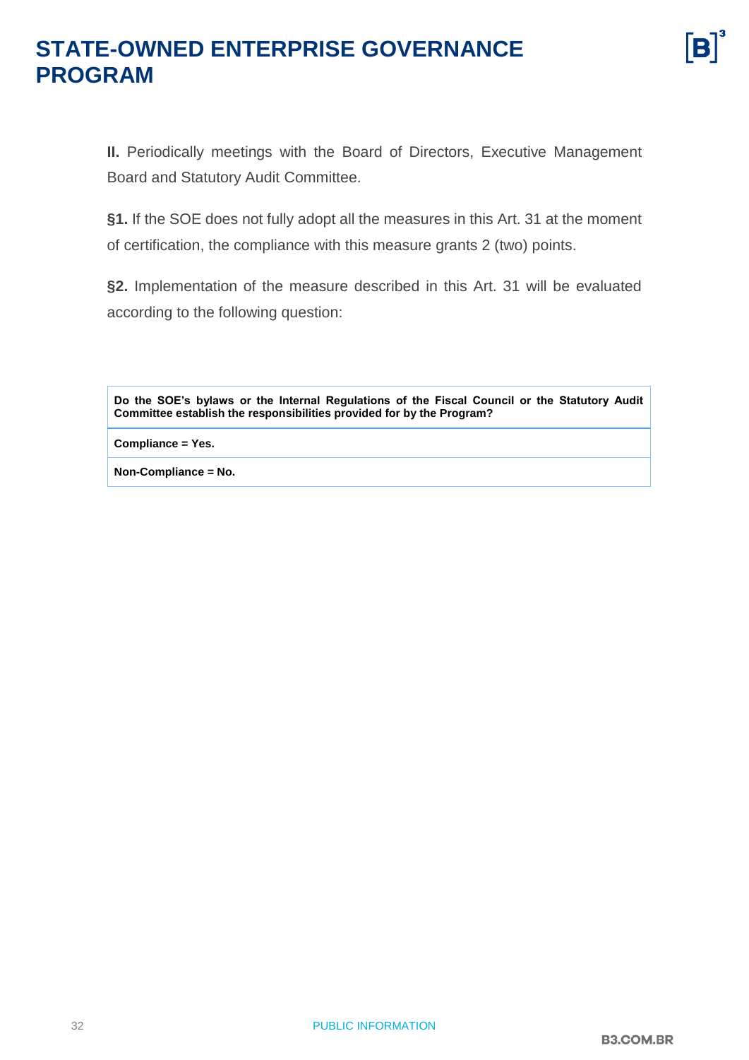**II.** Periodically meetings with the Board of Directors, Executive Management Board and Statutory Audit Committee.

**§1.** If the SOE does not fully adopt all the measures in this Art. 31 at the moment of certification, the compliance with this measure grants 2 (two) points.

**§2.** Implementation of the measure described in this Art. 31 will be evaluated according to the following question:

| **Do the SOE's bylaws or the Internal Regulations of the Fiscal Council or the Statutory Audit Committee establish the responsibilities provided for by the Program?** |
|---|
| **Compliance = Yes.** |
| **Non-Compliance = No.** |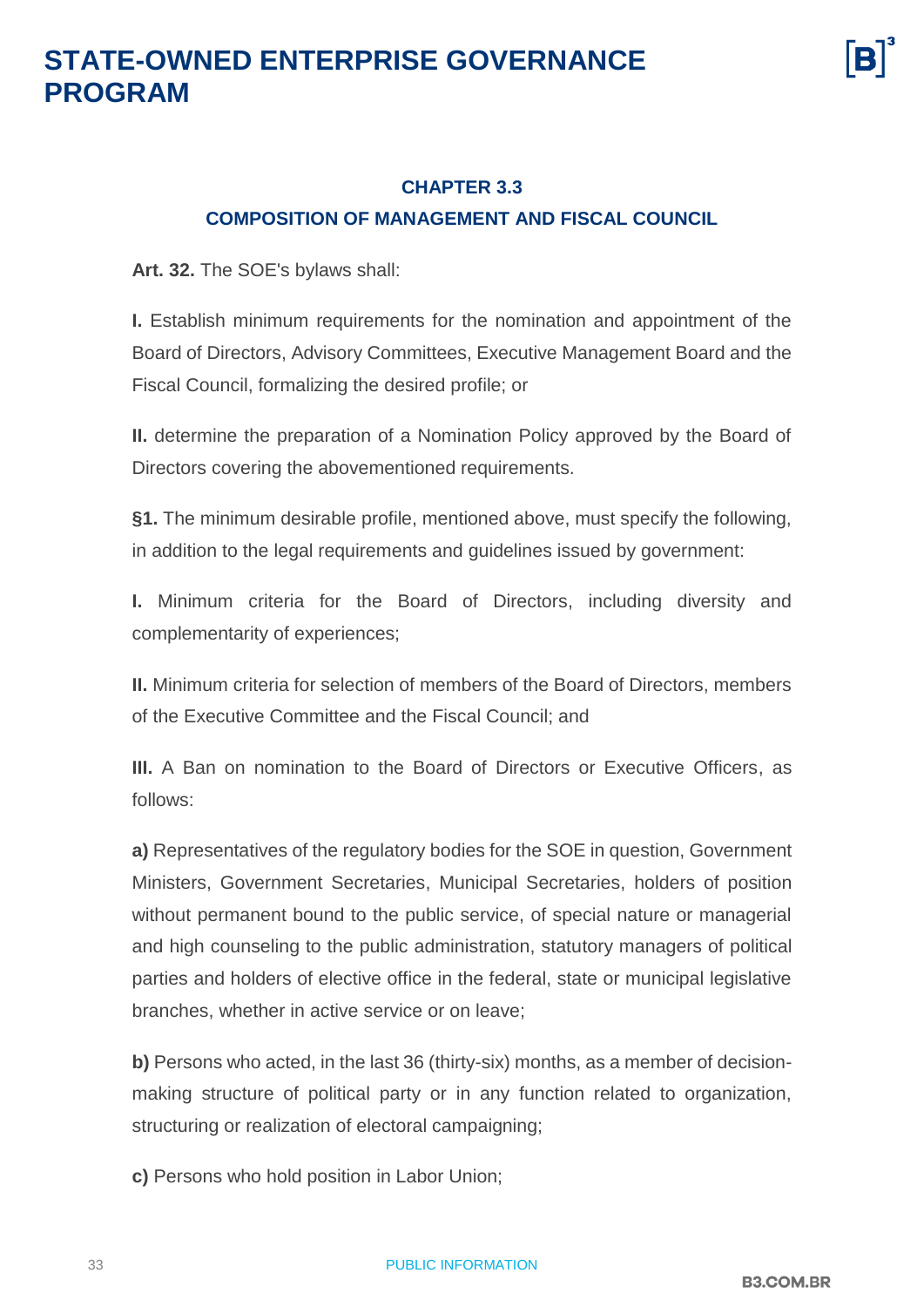## CHAPTER 3.3

## COMPOSITION OF MANAGEMENT AND FISCAL COUNCIL

**Art. 32.** The SOE's bylaws shall:

**I.** Establish minimum requirements for the nomination and appointment of the Board of Directors, Advisory Committees, Executive Management Board and the Fiscal Council, formalizing the desired profile; or

**II.** determine the preparation of a Nomination Policy approved by the Board of Directors covering the abovementioned requirements.

**§1.** The minimum desirable profile, mentioned above, must specify the following, in addition to the legal requirements and guidelines issued by government:

**I.** Minimum criteria for the Board of Directors, including diversity and complementarity of experiences;

**II.** Minimum criteria for selection of members of the Board of Directors, members of the Executive Committee and the Fiscal Council; and

**III.** A Ban on nomination to the Board of Directors or Executive Officers, as follows:

**a)** Representatives of the regulatory bodies for the SOE in question, Government Ministers, Government Secretaries, Municipal Secretaries, holders of position without permanent bound to the public service, of special nature or managerial and high counseling to the public administration, statutory managers of political parties and holders of elective office in the federal, state or municipal legislative branches, whether in active service or on leave;

**b)** Persons who acted, in the last 36 (thirty-six) months, as a member of decision-making structure of political party or in any function related to organization, structuring or realization of electoral campaigning;

**c)** Persons who hold position in Labor Union;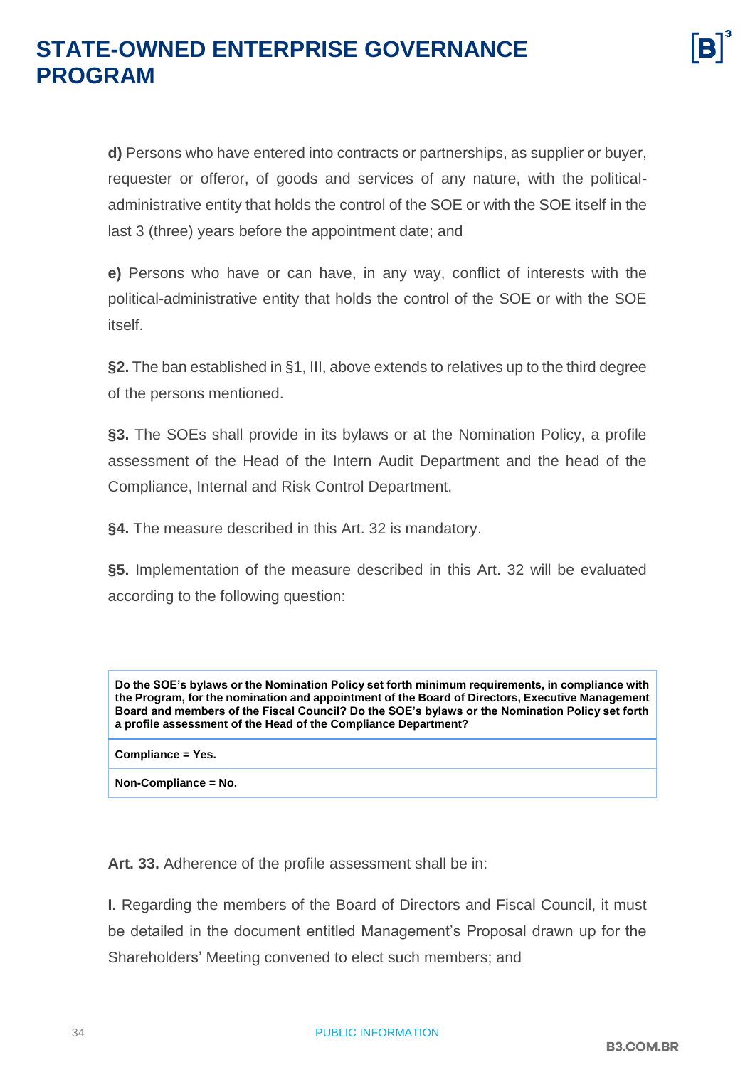**d)** Persons who have entered into contracts or partnerships, as supplier or buyer, requester or offeror, of goods and services of any nature, with the political-administrative entity that holds the control of the SOE or with the SOE itself in the last 3 (three) years before the appointment date; and

**e)** Persons who have or can have, in any way, conflict of interests with the political-administrative entity that holds the control of the SOE or with the SOE itself.

**§2.** The ban established in §1, III, above extends to relatives up to the third degree of the persons mentioned.

**§3.** The SOEs shall provide in its bylaws or at the Nomination Policy, a profile assessment of the Head of the Intern Audit Department and the head of the Compliance, Internal and Risk Control Department.

**§4.** The measure described in this Art. 32 is mandatory.

**§5.** Implementation of the measure described in this Art. 32 will be evaluated according to the following question:

| Do the SOE's bylaws or the Nomination Policy set forth minimum requirements, in compliance with the Program, for the nomination and appointment of the Board of Directors, Executive Management Board and members of the Fiscal Council? Do the SOE's bylaws or the Nomination Policy set forth a profile assessment of the Head of the Compliance Department? |
|---|
| **Compliance = Yes.** |
| **Non-Compliance = No.** |

**Art. 33.** Adherence of the profile assessment shall be in:

**I.** Regarding the members of the Board of Directors and Fiscal Council, it must be detailed in the document entitled Management's Proposal drawn up for the Shareholders' Meeting convened to elect such members; and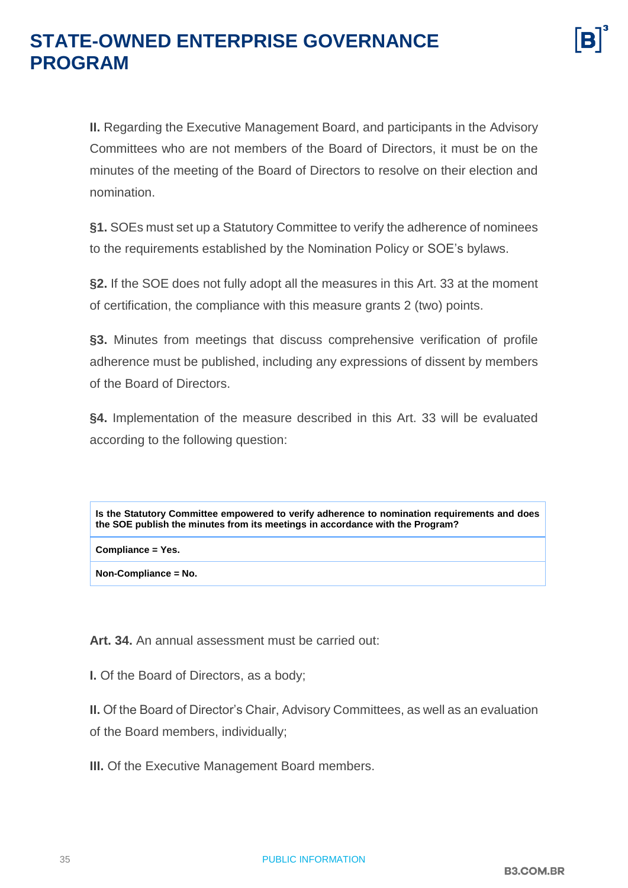**II.** Regarding the Executive Management Board, and participants in the Advisory Committees who are not members of the Board of Directors, it must be on the minutes of the meeting of the Board of Directors to resolve on their election and nomination.

**§1.** SOEs must set up a Statutory Committee to verify the adherence of nominees to the requirements established by the Nomination Policy or SOE's bylaws.

**§2.** If the SOE does not fully adopt all the measures in this Art. 33 at the moment of certification, the compliance with this measure grants 2 (two) points.

**§3.** Minutes from meetings that discuss comprehensive verification of profile adherence must be published, including any expressions of dissent by members of the Board of Directors.

**§4.** Implementation of the measure described in this Art. 33 will be evaluated according to the following question:

| **Is the Statutory Committee empowered to verify adherence to nomination requirements and does the SOE publish the minutes from its meetings in accordance with the Program?** |
|---|
| **Compliance = Yes.** |
| **Non-Compliance = No.** |

**Art. 34.** An annual assessment must be carried out:

**I.** Of the Board of Directors, as a body;

**II.** Of the Board of Director's Chair, Advisory Committees, as well as an evaluation of the Board members, individually;

**III.** Of the Executive Management Board members.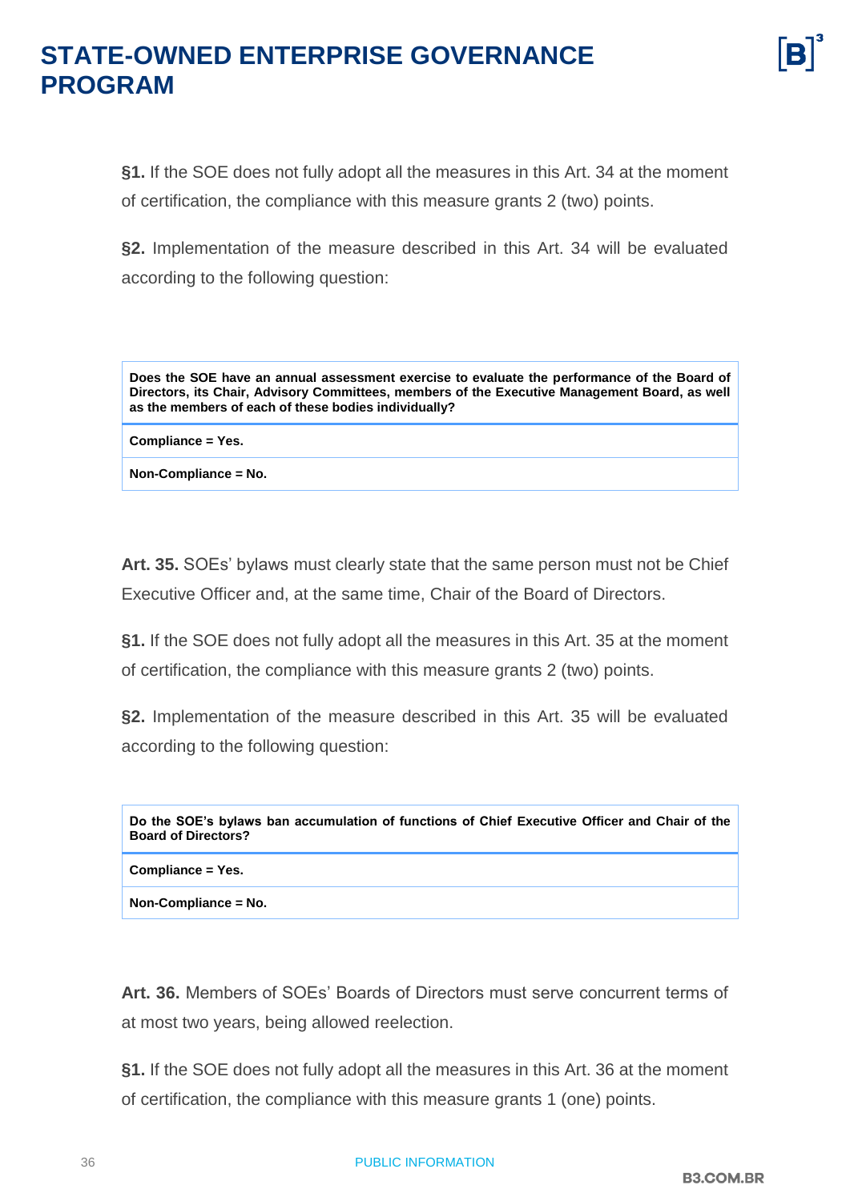**§1.** If the SOE does not fully adopt all the measures in this Art. 34 at the moment of certification, the compliance with this measure grants 2 (two) points.

**§2.** Implementation of the measure described in this Art. 34 will be evaluated according to the following question:

| Does the SOE have an annual assessment exercise to evaluate the performance of the Board of Directors, its Chair, Advisory Committees, members of the Executive Management Board, as well as the members of each of these bodies individually? |
| --- |
| **Compliance = Yes.** |
| **Non-Compliance = No.** |

**Art. 35.** SOEs' bylaws must clearly state that the same person must not be Chief Executive Officer and, at the same time, Chair of the Board of Directors.

**§1.** If the SOE does not fully adopt all the measures in this Art. 35 at the moment of certification, the compliance with this measure grants 2 (two) points.

**§2.** Implementation of the measure described in this Art. 35 will be evaluated according to the following question:

| Do the SOE's bylaws ban accumulation of functions of Chief Executive Officer and Chair of the Board of Directors? |
| --- |
| **Compliance = Yes.** |
| **Non-Compliance = No.** |

**Art. 36.** Members of SOEs' Boards of Directors must serve concurrent terms of at most two years, being allowed reelection.

**§1.** If the SOE does not fully adopt all the measures in this Art. 36 at the moment of certification, the compliance with this measure grants 1 (one) points.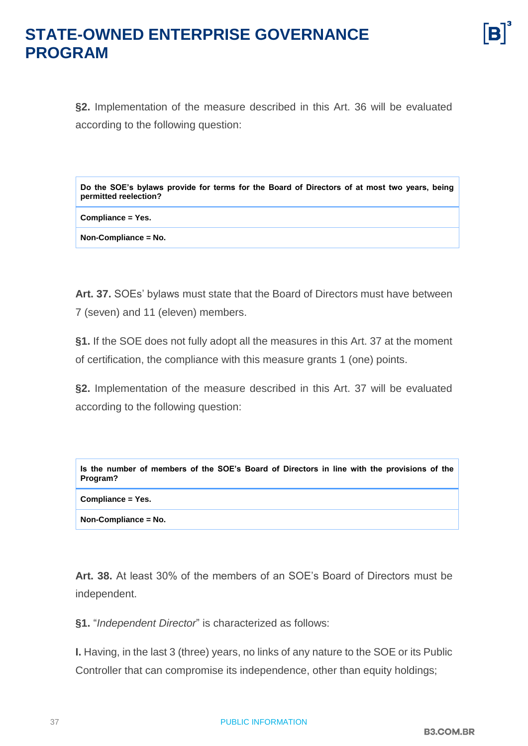**§2.** Implementation of the measure described in this Art. 36 will be evaluated according to the following question:

| Do the SOE's bylaws provide for terms for the Board of Directors of at most two years, being permitted reelection? |
|---|
| Compliance = Yes. |
| Non-Compliance = No. |

**Art. 37.** SOEs' bylaws must state that the Board of Directors must have between 7 (seven) and 11 (eleven) members.

**§1.** If the SOE does not fully adopt all the measures in this Art. 37 at the moment of certification, the compliance with this measure grants 1 (one) points.

**§2.** Implementation of the measure described in this Art. 37 will be evaluated according to the following question:

| Is the number of members of the SOE's Board of Directors in line with the provisions of the Program? |
|---|
| Compliance = Yes. |
| Non-Compliance = No. |

**Art. 38.** At least 30% of the members of an SOE's Board of Directors must be independent.

**§1.** "*Independent Director*" is characterized as follows:

**I.** Having, in the last 3 (three) years, no links of any nature to the SOE or its Public Controller that can compromise its independence, other than equity holdings;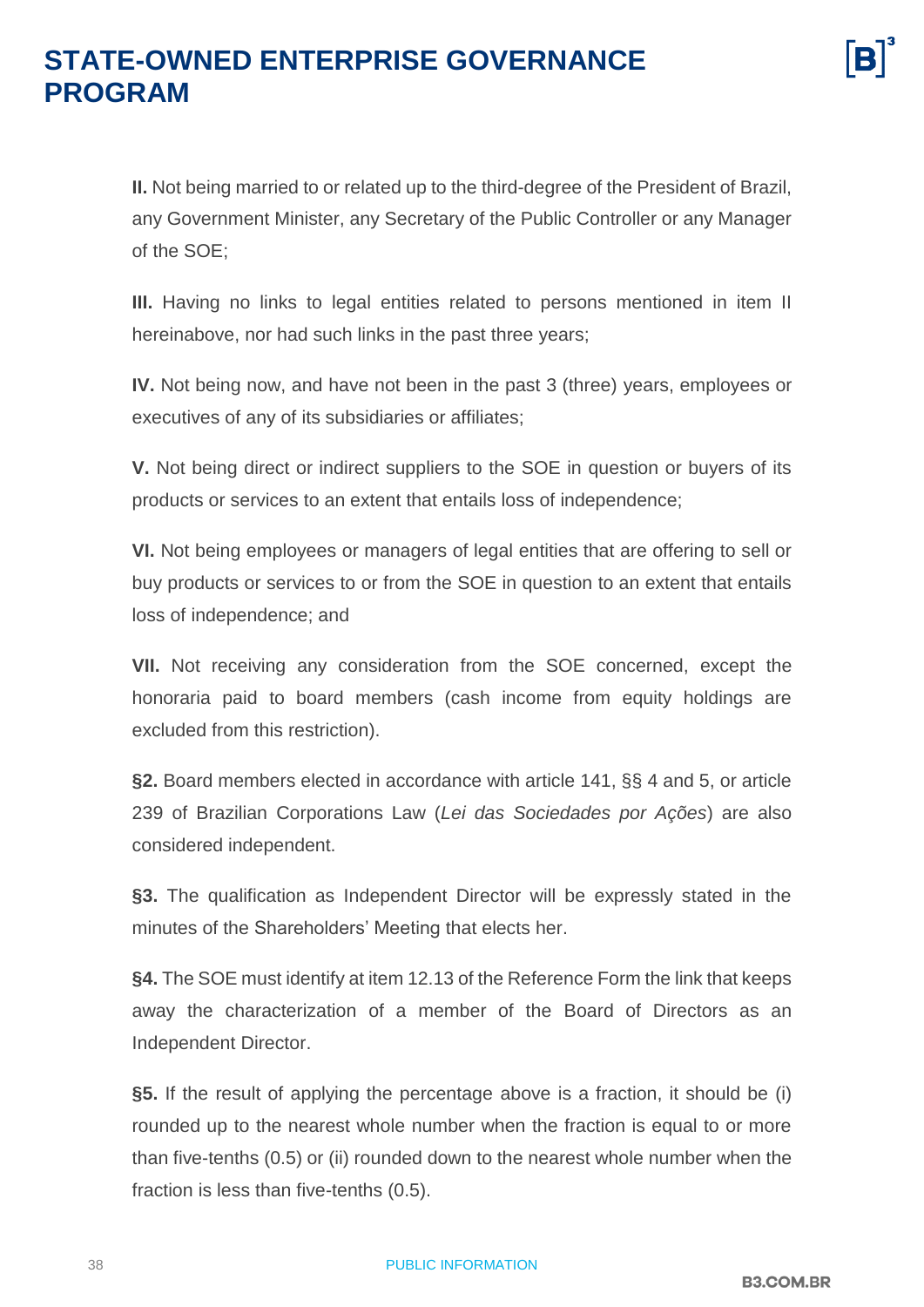**II.** Not being married to or related up to the third-degree of the President of Brazil, any Government Minister, any Secretary of the Public Controller or any Manager of the SOE;

**III.** Having no links to legal entities related to persons mentioned in item II hereinabove, nor had such links in the past three years;

**IV.** Not being now, and have not been in the past 3 (three) years, employees or executives of any of its subsidiaries or affiliates;

**V.** Not being direct or indirect suppliers to the SOE in question or buyers of its products or services to an extent that entails loss of independence;

**VI.** Not being employees or managers of legal entities that are offering to sell or buy products or services to or from the SOE in question to an extent that entails loss of independence; and

**VII.** Not receiving any consideration from the SOE concerned, except the honoraria paid to board members (cash income from equity holdings are excluded from this restriction).

**§2.** Board members elected in accordance with article 141, §§ 4 and 5, or article 239 of Brazilian Corporations Law (*Lei das Sociedades por Ações*) are also considered independent.

**§3.** The qualification as Independent Director will be expressly stated in the minutes of the Shareholders' Meeting that elects her.

**§4.** The SOE must identify at item 12.13 of the Reference Form the link that keeps away the characterization of a member of the Board of Directors as an Independent Director.

**§5.** If the result of applying the percentage above is a fraction, it should be (i) rounded up to the nearest whole number when the fraction is equal to or more than five-tenths (0.5) or (ii) rounded down to the nearest whole number when the fraction is less than five-tenths (0.5).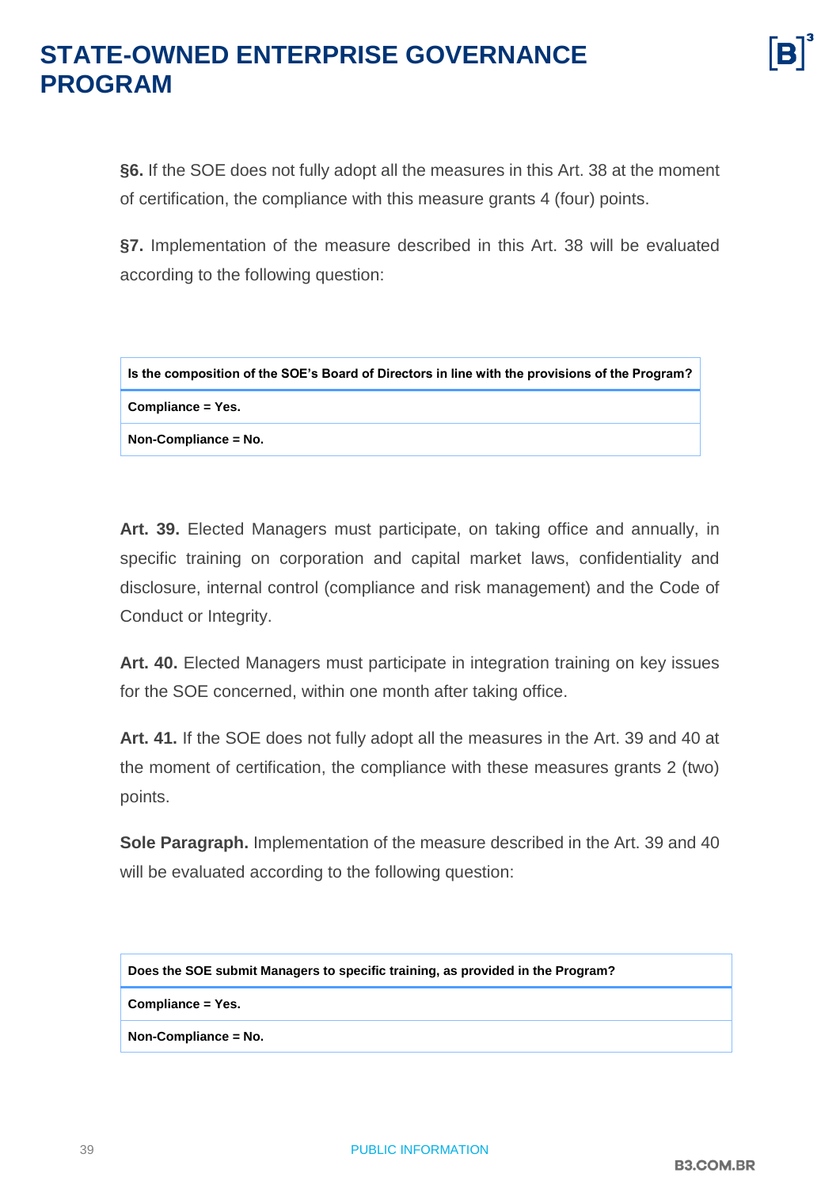**§6.** If the SOE does not fully adopt all the measures in this Art. 38 at the moment of certification, the compliance with this measure grants 4 (four) points.

**§7.** Implementation of the measure described in this Art. 38 will be evaluated according to the following question:

| Is the composition of the SOE's Board of Directors in line with the provisions of the Program? |
| --- |
| **Compliance = Yes.** |
| **Non-Compliance = No.** |

**Art. 39.** Elected Managers must participate, on taking office and annually, in specific training on corporation and capital market laws, confidentiality and disclosure, internal control (compliance and risk management) and the Code of Conduct or Integrity.

**Art. 40.** Elected Managers must participate in integration training on key issues for the SOE concerned, within one month after taking office.

**Art. 41.** If the SOE does not fully adopt all the measures in the Art. 39 and 40 at the moment of certification, the compliance with these measures grants 2 (two) points.

**Sole Paragraph.** Implementation of the measure described in the Art. 39 and 40 will be evaluated according to the following question:

| Does the SOE submit Managers to specific training, as provided in the Program? |
| --- |
| **Compliance = Yes.** |
| **Non-Compliance = No.** |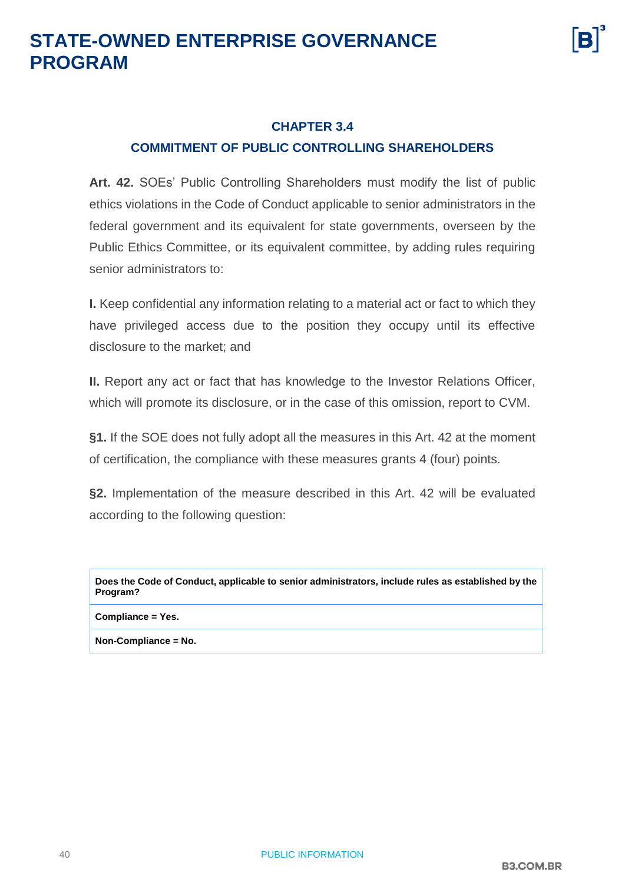## CHAPTER 3.4

## COMMITMENT OF PUBLIC CONTROLLING SHAREHOLDERS

**Art. 42.** SOEs' Public Controlling Shareholders must modify the list of public ethics violations in the Code of Conduct applicable to senior administrators in the federal government and its equivalent for state governments, overseen by the Public Ethics Committee, or its equivalent committee, by adding rules requiring senior administrators to:

**I.** Keep confidential any information relating to a material act or fact to which they have privileged access due to the position they occupy until its effective disclosure to the market; and

**II.** Report any act or fact that has knowledge to the Investor Relations Officer, which will promote its disclosure, or in the case of this omission, report to CVM.

**§1.** If the SOE does not fully adopt all the measures in this Art. 42 at the moment of certification, the compliance with these measures grants 4 (four) points.

**§2.** Implementation of the measure described in this Art. 42 will be evaluated according to the following question:

| Does the Code of Conduct, applicable to senior administrators, include rules as established by the Program? |
|---|
| **Compliance = Yes.** |
| **Non-Compliance = No.** |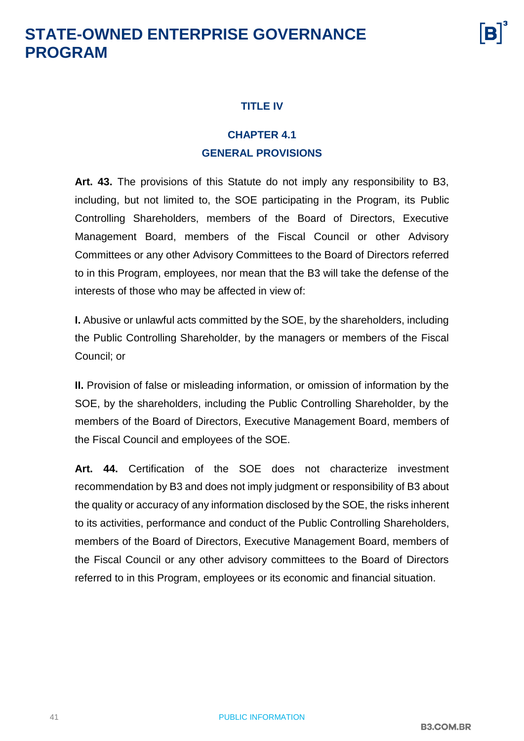## TITLE IV

### CHAPTER 4.1
### GENERAL PROVISIONS

**Art. 43.** The provisions of this Statute do not imply any responsibility to B3, including, but not limited to, the SOE participating in the Program, its Public Controlling Shareholders, members of the Board of Directors, Executive Management Board, members of the Fiscal Council or other Advisory Committees or any other Advisory Committees to the Board of Directors referred to in this Program, employees, nor mean that the B3 will take the defense of the interests of those who may be affected in view of:

**I.** Abusive or unlawful acts committed by the SOE, by the shareholders, including the Public Controlling Shareholder, by the managers or members of the Fiscal Council; or

**II.** Provision of false or misleading information, or omission of information by the SOE, by the shareholders, including the Public Controlling Shareholder, by the members of the Board of Directors, Executive Management Board, members of the Fiscal Council and employees of the SOE.

**Art. 44.** Certification of the SOE does not characterize investment recommendation by B3 and does not imply judgment or responsibility of B3 about the quality or accuracy of any information disclosed by the SOE, the risks inherent to its activities, performance and conduct of the Public Controlling Shareholders, members of the Board of Directors, Executive Management Board, members of the Fiscal Council or any other advisory committees to the Board of Directors referred to in this Program, employees or its economic and financial situation.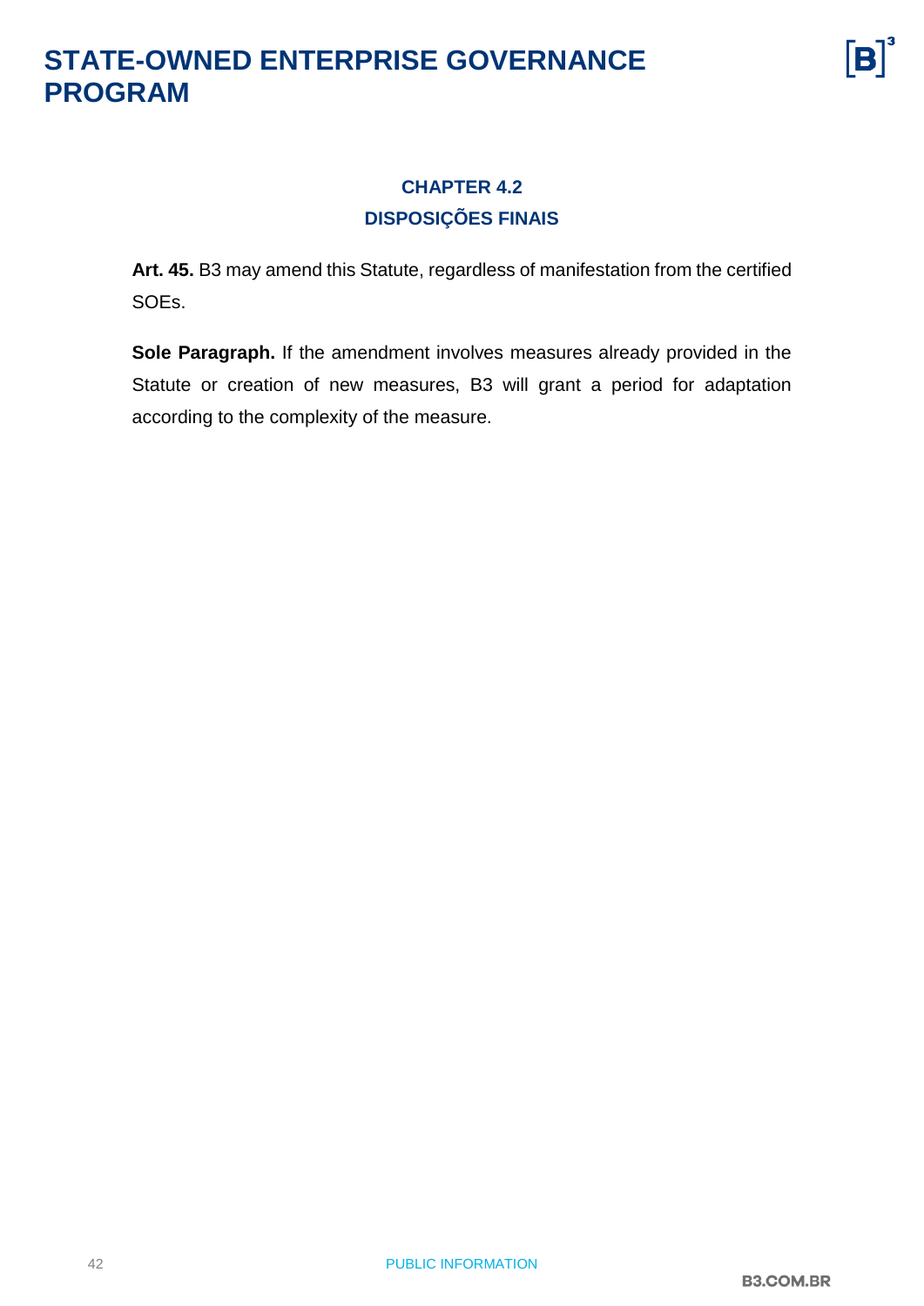## CHAPTER 4.2
## DISPOSIÇÕES FINAIS

**Art. 45.** B3 may amend this Statute, regardless of manifestation from the certified SOEs.

**Sole Paragraph.** If the amendment involves measures already provided in the Statute or creation of new measures, B3 will grant a period for adaptation according to the complexity of the measure.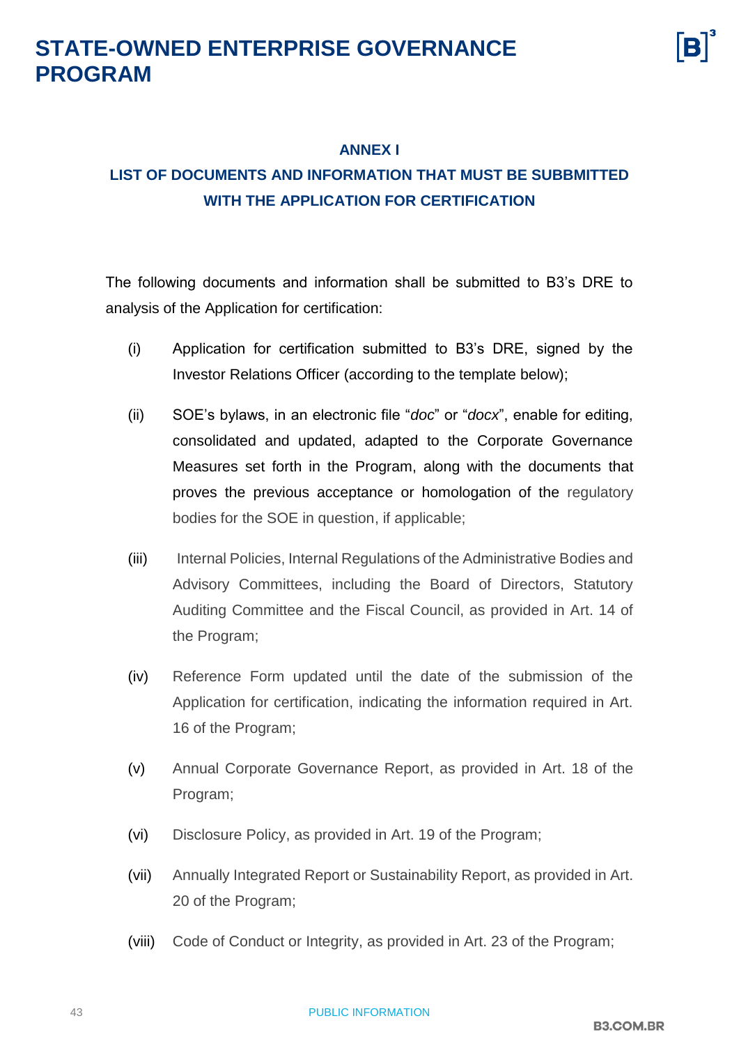## ANNEX I

## LIST OF DOCUMENTS AND INFORMATION THAT MUST BE SUBBMITTED WITH THE APPLICATION FOR CERTIFICATION

The following documents and information shall be submitted to B3's DRE to analysis of the Application for certification:

(i) Application for certification submitted to B3's DRE, signed by the Investor Relations Officer (according to the template below);

(ii) SOE's bylaws, in an electronic file "*doc*" or "*docx*", enable for editing, consolidated and updated, adapted to the Corporate Governance Measures set forth in the Program, along with the documents that proves the previous acceptance or homologation of the regulatory bodies for the SOE in question, if applicable;

(iii) Internal Policies, Internal Regulations of the Administrative Bodies and Advisory Committees, including the Board of Directors, Statutory Auditing Committee and the Fiscal Council, as provided in Art. 14 of the Program;

(iv) Reference Form updated until the date of the submission of the Application for certification, indicating the information required in Art. 16 of the Program;

(v) Annual Corporate Governance Report, as provided in Art. 18 of the Program;

(vi) Disclosure Policy, as provided in Art. 19 of the Program;

(vii) Annually Integrated Report or Sustainability Report, as provided in Art. 20 of the Program;

(viii) Code of Conduct or Integrity, as provided in Art. 23 of the Program;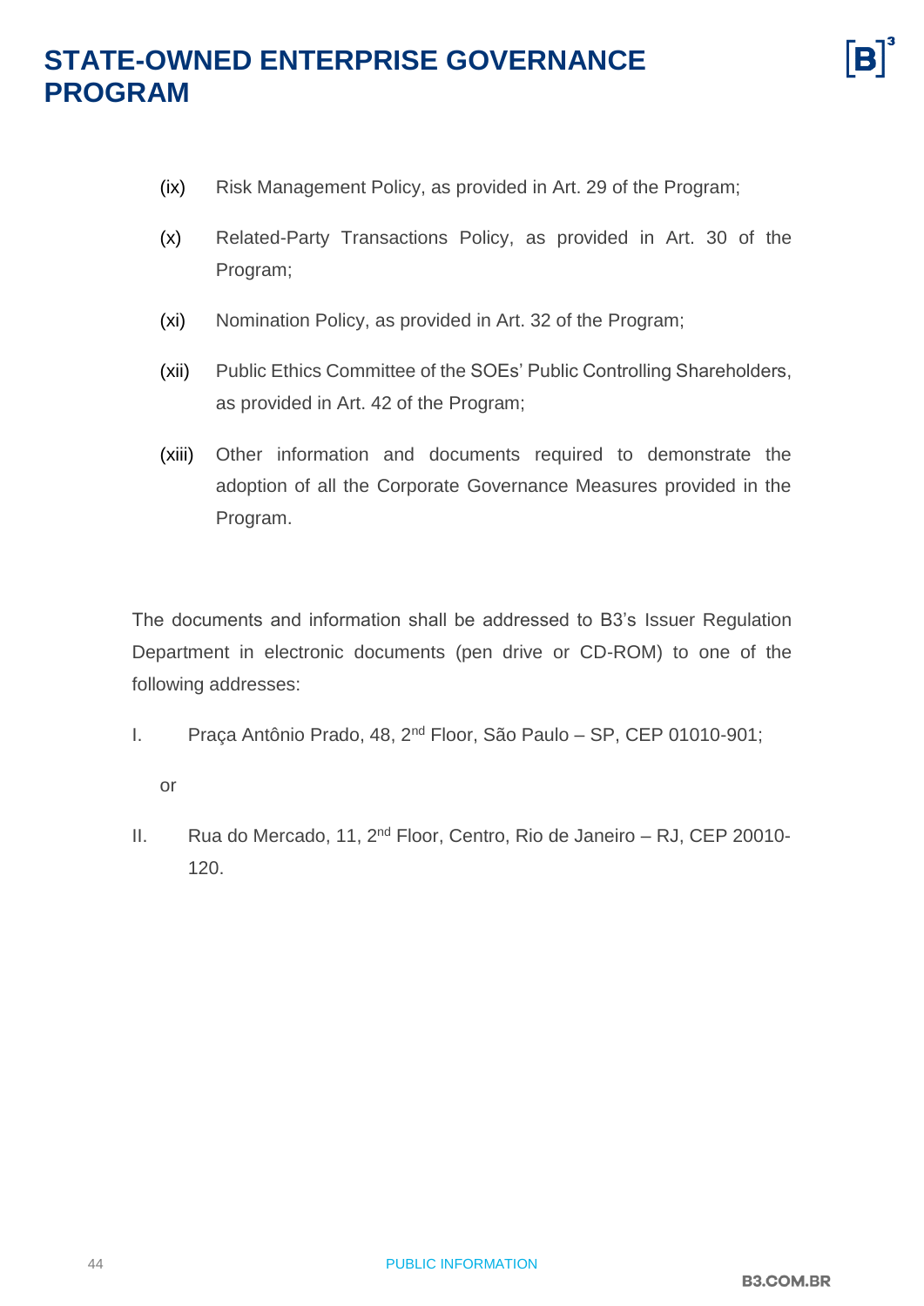(ix) Risk Management Policy, as provided in Art. 29 of the Program;

(x) Related-Party Transactions Policy, as provided in Art. 30 of the Program;

(xi) Nomination Policy, as provided in Art. 32 of the Program;

(xii) Public Ethics Committee of the SOEs' Public Controlling Shareholders, as provided in Art. 42 of the Program;

(xiii) Other information and documents required to demonstrate the adoption of all the Corporate Governance Measures provided in the Program.

The documents and information shall be addressed to B3's Issuer Regulation Department in electronic documents (pen drive or CD-ROM) to one of the following addresses:

I. Praça Antônio Prado, 48, 2nd Floor, São Paulo – SP, CEP 01010-901;

or

II. Rua do Mercado, 11, 2nd Floor, Centro, Rio de Janeiro – RJ, CEP 20010-120.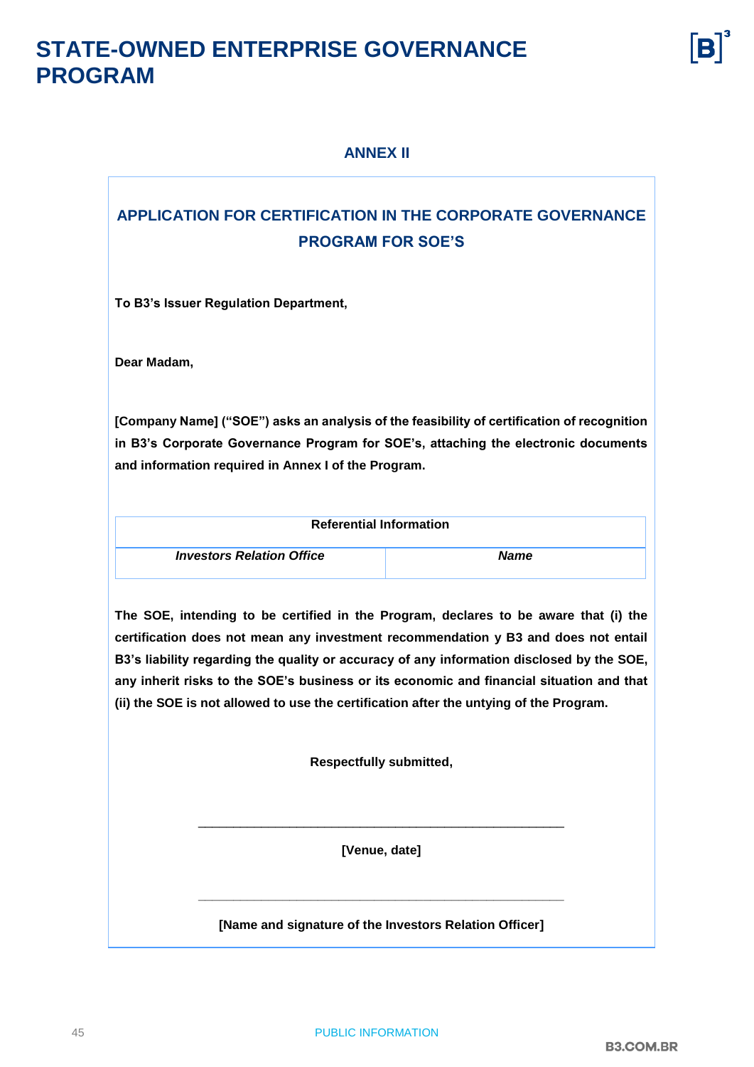## ANNEX II

### APPLICATION FOR CERTIFICATION IN THE CORPORATE GOVERNANCE PROGRAM FOR SOE'S

**To B3's Issuer Regulation Department,**

**Dear Madam,**

**[Company Name] ("SOE") asks an analysis of the feasibility of certification of recognition in B3's Corporate Governance Program for SOE's, attaching the electronic documents and information required in Annex I of the Program.**

| **Referential Information** | |
|---|---|
| ***Investors Relation Office*** | ***Name*** |

**The SOE, intending to be certified in the Program, declares to be aware that (i) the certification does not mean any investment recommendation y B3 and does not entail B3's liability regarding the quality or accuracy of any information disclosed by the SOE, any inherit risks to the SOE's business or its economic and financial situation and that (ii) the SOE is not allowed to use the certification after the untying of the Program.**

**Respectfully submitted,**

\_\_\_\_\_\_\_\_\_\_\_\_\_\_\_\_\_\_\_\_\_\_\_\_\_\_\_\_\_\_\_\_\_\_\_\_\_\_\_\_\_\_\_\_\_\_\_\_

**[Venue, date]**

\_\_\_\_\_\_\_\_\_\_\_\_\_\_\_\_\_\_\_\_\_\_\_\_\_\_\_\_\_\_\_\_\_\_\_\_\_\_\_\_\_\_\_\_\_\_\_\_

**[Name and signature of the Investors Relation Officer]**